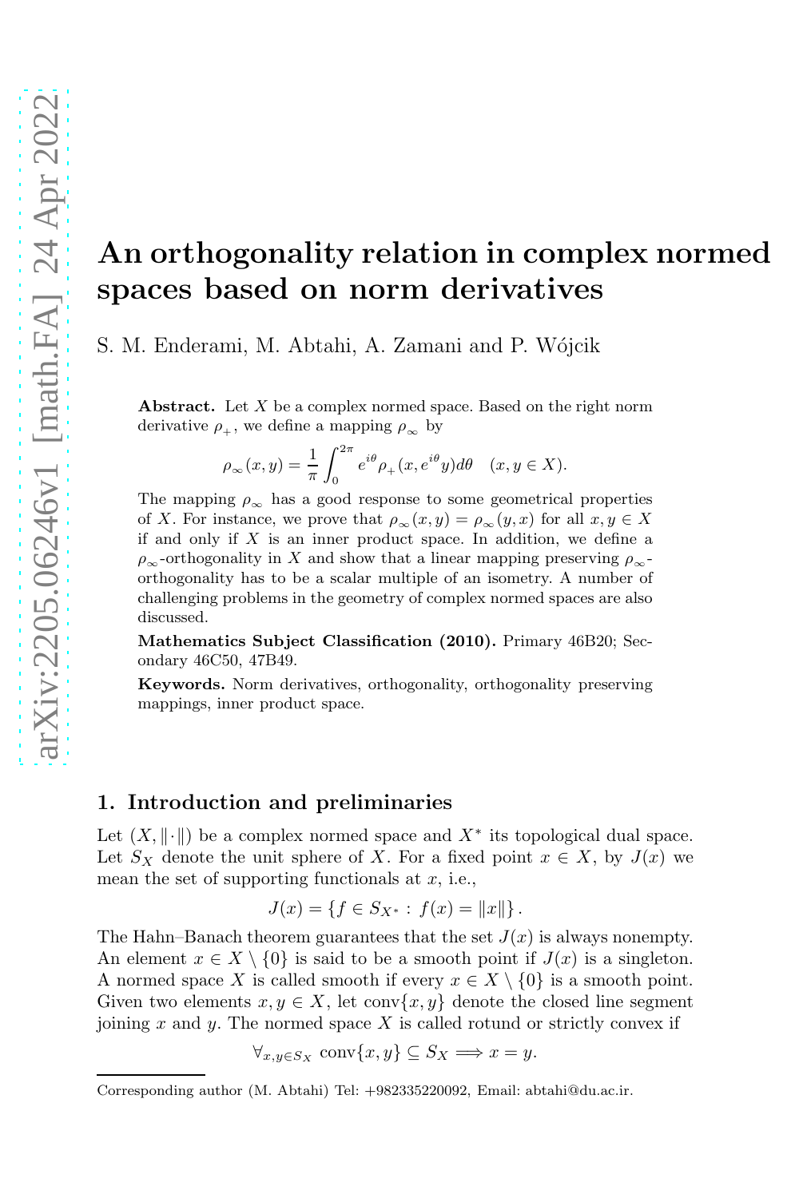# An orthogonality relation in complex normed spaces based on norm derivatives

S. M. Enderami, M. Abtahi, A. Zamani and P. Wójcik

**Abstract.** Let $X$ be a complex normed space. Based on the right norm derivative $\rho_+$, we define a mapping $\rho_\infty$ by

$$\rho_\infty(x,y) = \frac{1}{\pi}\int_0^{2\pi} e^{i\theta}\rho_+(x, e^{i\theta}y)d\theta \quad (x, y \in X).$$

The mapping $\rho_\infty$ has a good response to some geometrical properties of $X$. For instance, we prove that $\rho_\infty(x,y) = \rho_\infty(y,x)$ for all $x, y \in X$ if and only if $X$ is an inner product space. In addition, we define a $\rho_\infty$-orthogonality in $X$ and show that a linear mapping preserving $\rho_\infty$-orthogonality has to be a scalar multiple of an isometry. A number of challenging problems in the geometry of complex normed spaces are also discussed.

**Mathematics Subject Classification (2010).** Primary 46B20; Secondary 46C50, 47B49.

**Keywords.** Norm derivatives, orthogonality, orthogonality preserving mappings, inner product space.

## 1. Introduction and preliminaries

Let $(X, \|\cdot\|)$ be a complex normed space and $X^*$ its topological dual space. Let $S_X$ denote the unit sphere of $X$. For a fixed point $x \in X$, by $J(x)$ we mean the set of supporting functionals at $x$, i.e.,

$$J(x) = \{f \in S_{X^*} : f(x) = \|x\|\}.$$

The Hahn–Banach theorem guarantees that the set $J(x)$ is always nonempty. An element $x \in X \setminus \{0\}$ is said to be a smooth point if $J(x)$ is a singleton. A normed space $X$ is called smooth if every $x \in X \setminus \{0\}$ is a smooth point. Given two elements $x, y \in X$, let $\operatorname{conv}\{x, y\}$ denote the closed line segment joining $x$ and $y$. The normed space $X$ is called rotund or strictly convex if

$$\forall_{x,y\in S_X} \operatorname{conv}\{x, y\} \subseteq S_X \Longrightarrow x = y.$$

Corresponding author (M. Abtahi) Tel: +982335220092, Email: abtahi@du.ac.ir.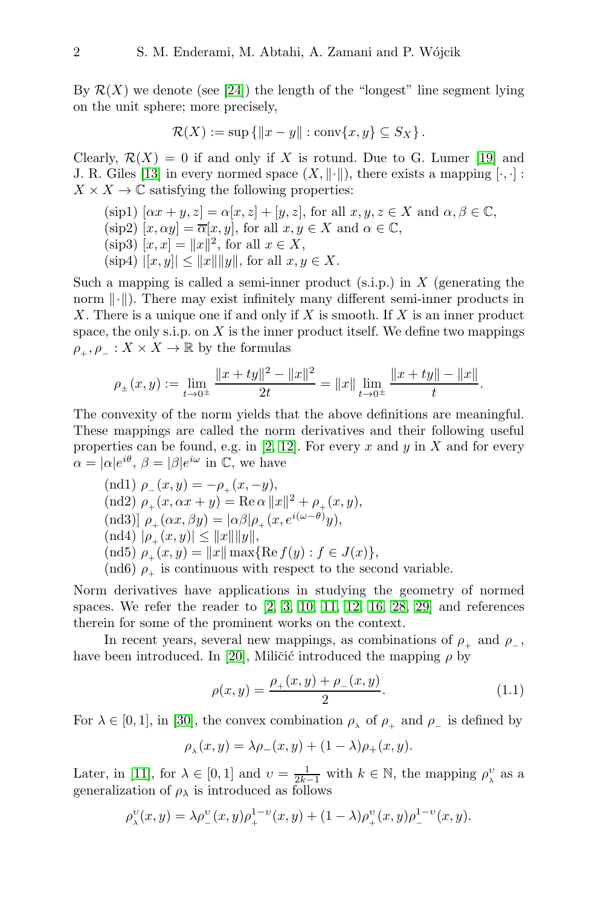By $\mathcal{R}(X)$ we denote (see [24]) the length of the "longest" line segment lying on the unit sphere; more precisely,

$$\mathcal{R}(X) := \sup\{\|x - y\| : \mathrm{conv}\{x, y\} \subseteq S_X\}.$$

Clearly, $\mathcal{R}(X) = 0$ if and only if $X$ is rotund. Due to G. Lumer [19] and J. R. Giles [13] in every normed space $(X, \|\cdot\|)$, there exists a mapping $[\cdot,\cdot] : X \times X \to \mathbb{C}$ satisfying the following properties:

(sip1) $[\alpha x + y, z] = \alpha[x, z] + [y, z]$, for all $x, y, z \in X$ and $\alpha, \beta \in \mathbb{C}$,
(sip2) $[x, \alpha y] = \overline{\alpha}[x, y]$, for all $x, y \in X$ and $\alpha \in \mathbb{C}$,
(sip3) $[x, x] = \|x\|^2$, for $x \in X$,
(sip4) $|[x, y]| \leq \|x\|\|y\|$, for all $x, y \in X$.

Such a mapping is called a semi-inner product (s.i.p.) in $X$ (generating the norm $\|\cdot\|$). There may exist infinitely many different semi-inner products in $X$. There is a unique one if and only if $X$ is smooth. If $X$ is an inner product space, the only s.i.p. on $X$ is the inner product itself. We define two mappings $\rho_+, \rho_- : X \times X \to \mathbb{R}$ by the formulas

$$\rho_\pm(x, y) := \lim_{t \to 0^\pm} \frac{\|x + ty\|^2 - \|x\|^2}{2t} = \|x\| \lim_{t \to 0^\pm} \frac{\|x + ty\| - \|x\|}{t}.$$

The convexity of the norm yields that the above definitions are meaningful. These mappings are called the norm derivatives and their following useful properties can be found, e.g. in [2, 12]. For every $x$ and $y$ in $X$ and for every $\alpha = |\alpha|e^{i\theta}$, $\beta = |\beta|e^{i\omega}$ in $\mathbb{C}$, we have

(nd1) $\rho_-(x, y) = -\rho_+(x, -y)$,
(nd2) $\rho_+(x, \alpha x + y) = \mathrm{Re}\,\alpha\,\|x\|^2 + \rho_+(x, y)$,
(nd3)] $\rho_+(\alpha x, \beta y) = |\alpha\beta|\rho_+(x, e^{i(\omega - \theta)}y)$,
(nd4) $|\rho_+(x, y)| \leq \|x\|\|y\|$,
(nd5) $\rho_+(x, y) = \|x\| \max\{\mathrm{Re}\, f(y) : f \in J(x)\}$,
(nd6) $\rho_+$ is continuous with respect to the second variable.

Norm derivatives have applications in studying the geometry of normed spaces. We refer the reader to [2, 3, 10, 11, 12, 16, 28, 29] and references therein for some of the prominent works on the context.

In recent years, several new mappings, as combinations of $\rho_+$ and $\rho_-$, have been introduced. In [20], Miličić introduced the mapping $\rho$ by

$$\rho(x, y) = \frac{\rho_+(x, y) + \rho_-(x, y)}{2}. \tag{1.1}$$

For $\lambda \in [0, 1]$, in [30], the convex combination $\rho_\lambda$ of $\rho_+$ and $\rho_-$ is defined by

$$\rho_\lambda(x, y) = \lambda\rho_-(x, y) + (1 - \lambda)\rho_+(x, y).$$

Later, in [11], for $\lambda \in [0, 1]$ and $\upsilon = \frac{1}{2k-1}$ with $k \in \mathbb{N}$, the mapping $\rho_\lambda^\upsilon$ as a generalization of $\rho_\lambda$ is introduced as follows

$$\rho_\lambda^\upsilon(x, y) = \lambda\rho_-^\upsilon(x, y)\rho_+^{1-\upsilon}(x, y) + (1 - \lambda)\rho_+^\upsilon(x, y)\rho_-^{1-\upsilon}(x, y).$$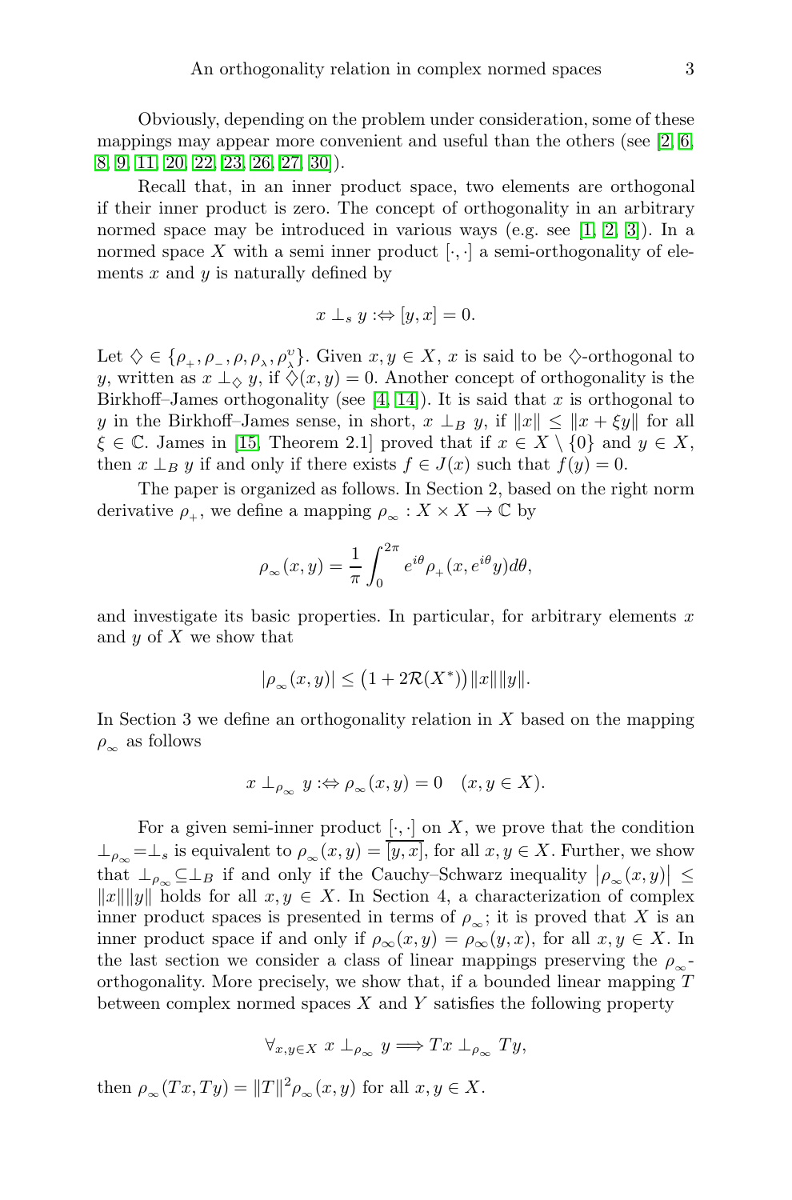Obviously, depending on the problem under consideration, some of these mappings may appear more convenient and useful than the others (see [2, 6, 8, 9, 11, 20, 22, 23, 26, 27, 30]).

Recall that, in an inner product space, two elements are orthogonal if their inner product is zero. The concept of orthogonality in an arbitrary normed space may be introduced in various ways (e.g. see [1, 2, 3]). In a normed space $X$ with a semi inner product $[\cdot,\cdot]$ a semi-orthogonality of elements $x$ and $y$ is naturally defined by

$$x \perp_s y :\Leftrightarrow [y, x] = 0.$$

Let $\diamondsuit \in \{\rho_+, \rho_-, \rho, \rho_\lambda, \rho_\lambda^\upsilon\}$. Given $x, y \in X$, $x$ is said to be $\diamondsuit$-orthogonal to $y$, written as $x \perp_\diamondsuit y$, if $\diamondsuit(x, y) = 0$. Another concept of orthogonality is the Birkhoff–James orthogonality (see [4, 14]). It is said that $x$ is orthogonal to $y$ in the Birkhoff–James sense, in short, $x \perp_B y$, if $\|x\| \leq \|x + \xi y\|$ for all $\xi \in \mathbb{C}$. James in [15, Theorem 2.1] proved that if $x \in X \setminus \{0\}$ and $y \in X$, then $x \perp_B y$ if and only if there exists $f \in J(x)$ such that $f(y) = 0$.

The paper is organized as follows. In Section 2, based on the right norm derivative $\rho_+$, we define a mapping $\rho_\infty : X \times X \to \mathbb{C}$ by

$$\rho_\infty(x, y) = \frac{1}{\pi}\int_0^{2\pi} e^{i\theta}\rho_+(x, e^{i\theta}y)d\theta,$$

and investigate its basic properties. In particular, for arbitrary elements $x$ and $y$ of $X$ we show that

$$|\rho_\infty(x, y)| \leq \big(1 + 2\mathcal{R}(X^*)\big)\|x\|\|y\|.$$

In Section 3 we define an orthogonality relation in $X$ based on the mapping $\rho_\infty$ as follows

$$x \perp_{\rho_\infty} y :\Leftrightarrow \rho_\infty(x, y) = 0 \quad (x, y \in X).$$

For a given semi-inner product $[\cdot,\cdot]$ on $X$, we prove that the condition $\perp_{\rho_\infty} = \perp_s$ is equivalent to $\rho_\infty(x, y) = \overline{[y, x]}$, for all $x, y \in X$. Further, we show that $\perp_{\rho_\infty} \subseteq \perp_B$ if and only if the Cauchy–Schwarz inequality $\big|\rho_\infty(x, y)\big| \leq \|x\|\|y\|$ holds for all $x, y \in X$. In Section 4, a characterization of complex inner product spaces is presented in terms of $\rho_\infty$; it is proved that $X$ is an inner product space if and only if $\rho_\infty(x, y) = \rho_\infty(y, x)$, for all $x, y \in X$. In the last section we consider a class of linear mappings preserving the $\rho_\infty$-orthogonality. More precisely, we show that, if a bounded linear mapping $T$ between complex normed spaces $X$ and $Y$ satisfies the following property

$$\forall_{x,y\in X}\ x \perp_{\rho_\infty} y \Longrightarrow Tx \perp_{\rho_\infty} Ty,$$

then $\rho_\infty(Tx, Ty) = \|T\|^2\rho_\infty(x, y)$ for all $x, y \in X$.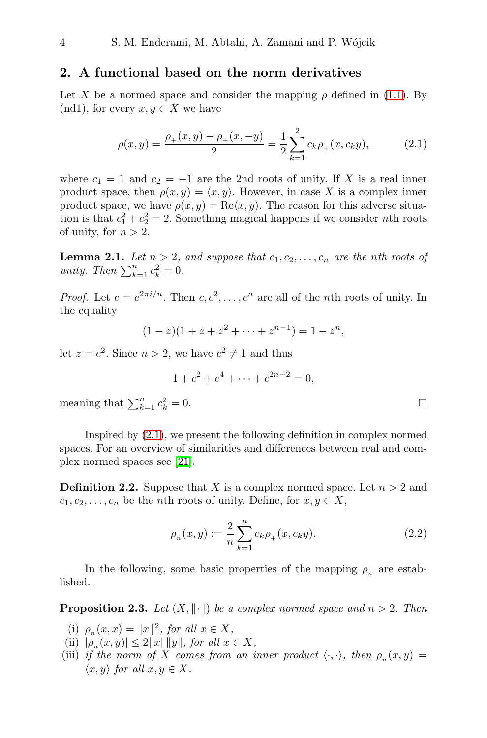## 2. A functional based on the norm derivatives

Let $X$ be a normed space and consider the mapping $\rho$ defined in (1.1). By (nd1), for every $x, y \in X$ we have

$$\rho(x,y) = \frac{\rho_+(x,y) - \rho_+(x,-y)}{2} = \frac{1}{2}\sum_{k=1}^{2} c_k \rho_+(x, c_k y), \tag{2.1}$$

where $c_1 = 1$ and $c_2 = -1$ are the 2nd roots of unity. If $X$ is a real inner product space, then $\rho(x,y) = \langle x, y\rangle$. However, in case $X$ is a complex inner product space, we have $\rho(x,y) = \mathrm{Re}\langle x, y\rangle$. The reason for this adverse situation is that $c_1^2 + c_2^2 = 2$. Something magical happens if we consider $n$th roots of unity, for $n > 2$.

**Lemma 2.1.** *Let $n > 2$, and suppose that $c_1, c_2, \ldots, c_n$ are the $n$th roots of unity. Then $\sum_{k=1}^n c_k^2 = 0$.*

*Proof.* Let $c = e^{2\pi i/n}$. Then $c, c^2, \ldots, c^n$ are all of the $n$th roots of unity. In the equality

$$(1-z)(1 + z + z^2 + \cdots + z^{n-1}) = 1 - z^n,$$

let $z = c^2$. Since $n > 2$, we have $c^2 \neq 1$ and thus

$$1 + c^2 + c^4 + \cdots + c^{2n-2} = 0,$$

meaning that $\sum_{k=1}^n c_k^2 = 0$. □

Inspired by (2.1), we present the following definition in complex normed spaces. For an overview of similarities and differences between real and complex normed spaces see [21].

**Definition 2.2.** Suppose that $X$ is a complex normed space. Let $n > 2$ and $c_1, c_2, \ldots, c_n$ be the $n$th roots of unity. Define, for $x, y \in X$,

$$\rho_n(x,y) := \frac{2}{n}\sum_{k=1}^{n} c_k \rho_+(x, c_k y). \tag{2.2}$$

In the following, some basic properties of the mapping $\rho_n$ are established.

**Proposition 2.3.** *Let $(X, \|\cdot\|)$ be a complex normed space and $n > 2$. Then*

- (i) *$\rho_n(x,x) = \|x\|^2$, for all $x \in X$,*
- (ii) *$|\rho_n(x,y)| \leq 2\|x\|\|y\|$, for all $x \in X$,*
- (iii) *if the norm of $X$ comes from an inner product $\langle \cdot, \cdot \rangle$, then $\rho_n(x,y) = \langle x, y\rangle$ for all $x, y \in X$.*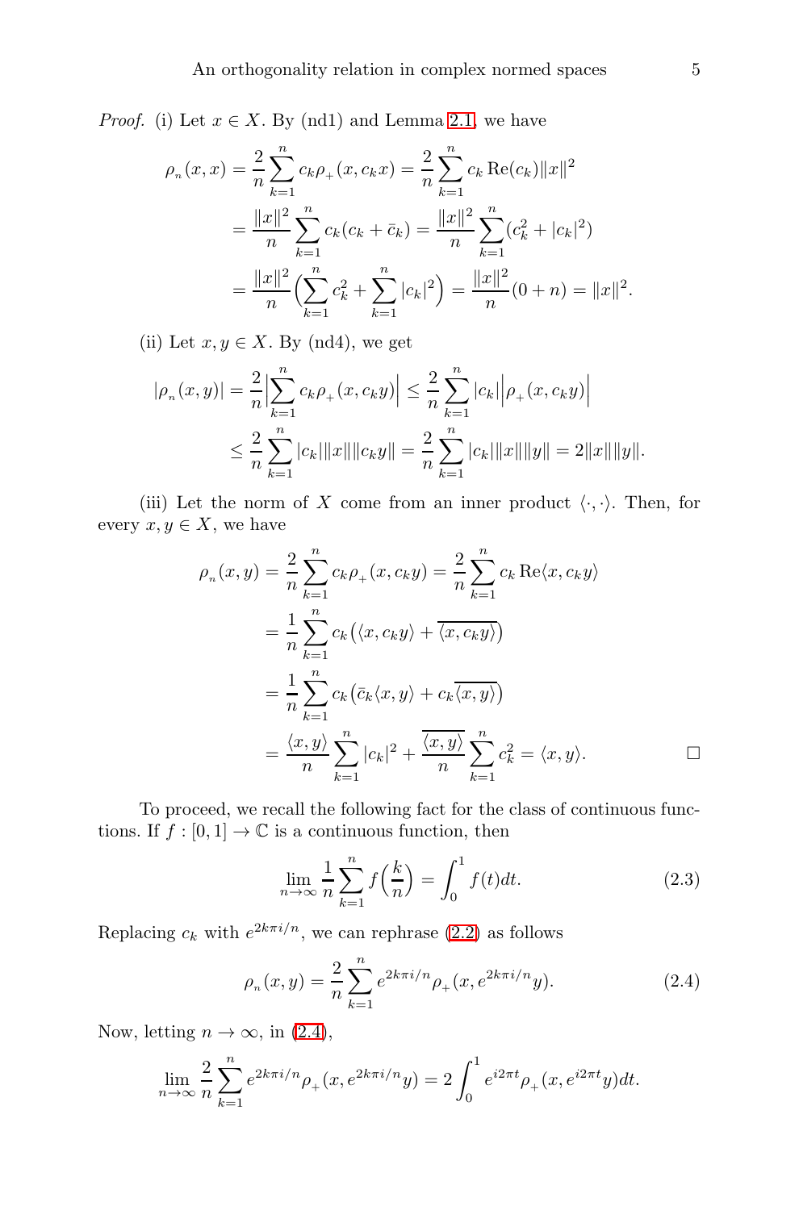*Proof.* (i) Let $x \in X$. By (nd1) and Lemma 2.1, we have

$$
\begin{aligned}
\rho_{_n}(x,x) &= \frac{2}{n}\sum_{k=1}^{n} c_k \rho_{_+}(x, c_k x) = \frac{2}{n}\sum_{k=1}^{n} c_k \operatorname{Re}(c_k)\|x\|^2 \\
&= \frac{\|x\|^2}{n}\sum_{k=1}^{n} c_k(c_k + \bar{c}_k) = \frac{\|x\|^2}{n}\sum_{k=1}^{n}(c_k^2 + |c_k|^2) \\
&= \frac{\|x\|^2}{n}\Big(\sum_{k=1}^{n} c_k^2 + \sum_{k=1}^{n}|c_k|^2\Big) = \frac{\|x\|^2}{n}(0+n) = \|x\|^2.
\end{aligned}
$$

(ii) Let $x, y \in X$. By (nd4), we get

$$
\begin{aligned}
|\rho_{_n}(x,y)| &= \frac{2}{n}\Big|\sum_{k=1}^{n} c_k \rho_{_+}(x, c_k y)\Big| \le \frac{2}{n}\sum_{k=1}^{n}|c_k|\Big|\rho_{_+}(x, c_k y)\Big| \\
&\le \frac{2}{n}\sum_{k=1}^{n}|c_k|\|x\|\|c_k y\| = \frac{2}{n}\sum_{k=1}^{n}|c_k|\|x\|\|y\| = 2\|x\|\|y\|.
\end{aligned}
$$

(iii) Let the norm of $X$ come from an inner product $\langle\cdot,\cdot\rangle$. Then, for every $x, y \in X$, we have

$$
\begin{aligned}
\rho_{_n}(x,y) &= \frac{2}{n}\sum_{k=1}^{n} c_k \rho_{_+}(x, c_k y) = \frac{2}{n}\sum_{k=1}^{n} c_k \operatorname{Re}\langle x, c_k y\rangle \\
&= \frac{1}{n}\sum_{k=1}^{n} c_k\big(\langle x, c_k y\rangle + \overline{\langle x, c_k y\rangle}\big) \\
&= \frac{1}{n}\sum_{k=1}^{n} c_k\big(\bar{c}_k\langle x, y\rangle + c_k\overline{\langle x, y\rangle}\big) \\
&= \frac{\langle x, y\rangle}{n}\sum_{k=1}^{n}|c_k|^2 + \frac{\overline{\langle x, y\rangle}}{n}\sum_{k=1}^{n} c_k^2 = \langle x, y\rangle.
\end{aligned}
$$

$\square$

To proceed, we recall the following fact for the class of continuous functions. If $f : [0,1] \to \mathbb{C}$ is a continuous function, then

$$
\lim_{n\to\infty}\frac{1}{n}\sum_{k=1}^{n} f\Big(\frac{k}{n}\Big) = \int_0^1 f(t)dt. \tag{2.3}
$$

Replacing $c_k$ with $e^{2k\pi i/n}$, we can rephrase (2.2) as follows

$$
\rho_{_n}(x,y) = \frac{2}{n}\sum_{k=1}^{n} e^{2k\pi i/n}\rho_{_+}(x, e^{2k\pi i/n}y). \tag{2.4}
$$

Now, letting $n \to \infty$, in (2.4),

$$
\lim_{n\to\infty}\frac{2}{n}\sum_{k=1}^{n} e^{2k\pi i/n}\rho_{_+}(x, e^{2k\pi i/n}y) = 2\int_0^1 e^{i2\pi t}\rho_{_+}(x, e^{i2\pi t}y)dt.
$$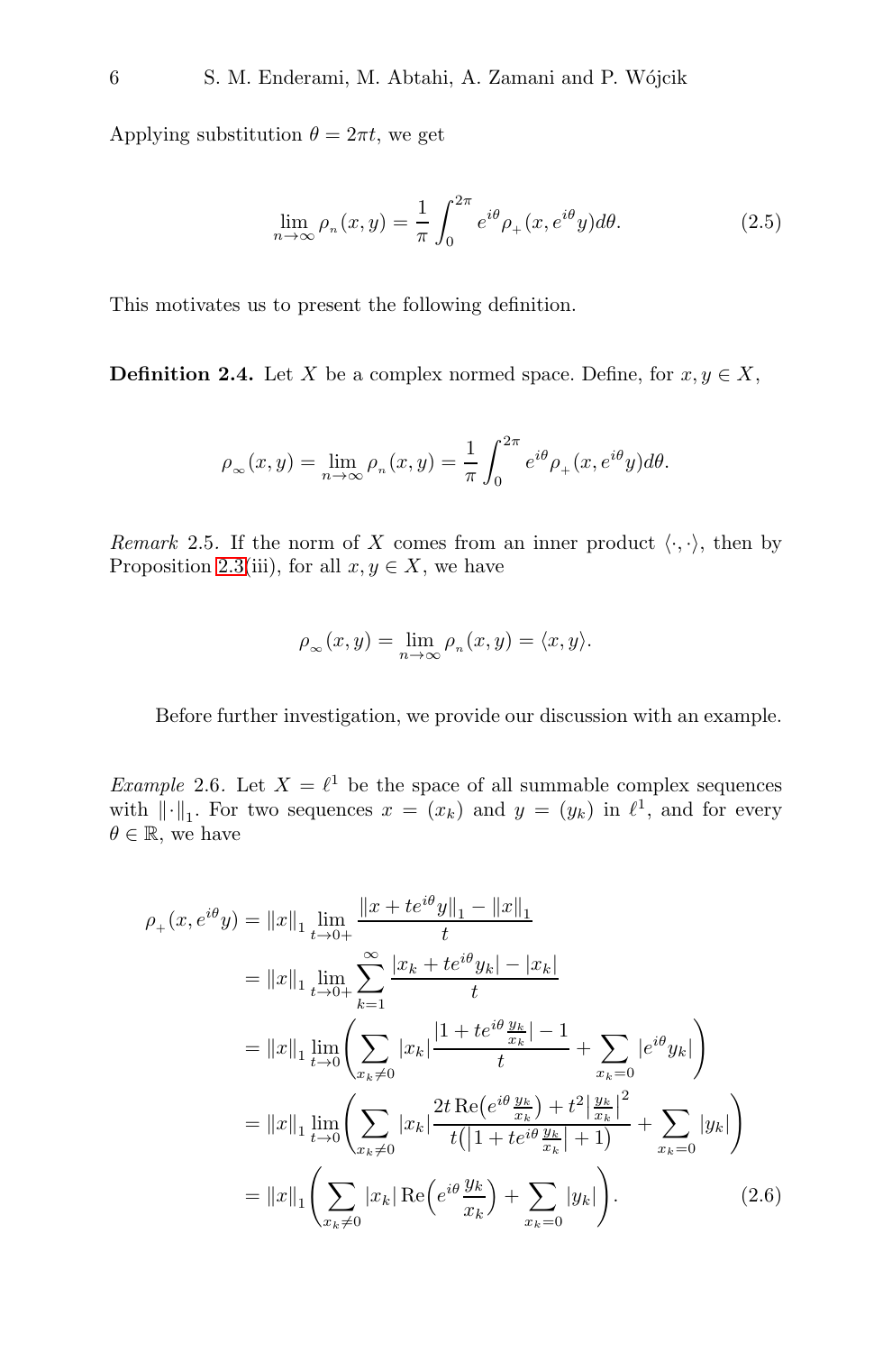Applying substitution $\theta = 2\pi t$, we get

$$\lim_{n\to\infty} \rho_{_n}(x, y) = \frac{1}{\pi} \int_0^{2\pi} e^{i\theta} \rho_{_+}(x, e^{i\theta} y) d\theta. \tag{2.5}$$

This motivates us to present the following definition.

**Definition 2.4.** Let $X$ be a complex normed space. Define, for $x, y \in X$,

$$\rho_{_\infty}(x, y) = \lim_{n\to\infty} \rho_{_n}(x, y) = \frac{1}{\pi} \int_0^{2\pi} e^{i\theta} \rho_{_+}(x, e^{i\theta} y) d\theta.$$

*Remark* 2.5. If the norm of $X$ comes from an inner product $\langle\cdot,\cdot\rangle$, then by Proposition 2.3(iii), for all $x, y \in X$, we have

$$\rho_{_\infty}(x, y) = \lim_{n\to\infty} \rho_{_n}(x, y) = \langle x, y\rangle.$$

Before further investigation, we provide our discussion with an example.

*Example* 2.6. Let $X = \ell^1$ be the space of all summable complex sequences with $\|\cdot\|_1$. For two sequences $x = (x_k)$ and $y = (y_k)$ in $\ell^1$, and for every $\theta \in \mathbb{R}$, we have

$$\begin{aligned}
\rho_{_+}(x, e^{i\theta} y) &= \|x\|_1 \lim_{t\to 0+} \frac{\|x + te^{i\theta} y\|_1 - \|x\|_1}{t} \\
&= \|x\|_1 \lim_{t\to 0+} \sum_{k=1}^{\infty} \frac{|x_k + te^{i\theta} y_k| - |x_k|}{t} \\
&= \|x\|_1 \lim_{t\to 0} \left( \sum_{x_k \neq 0} |x_k| \frac{|1 + te^{i\theta} \frac{y_k}{x_k}| - 1}{t} + \sum_{x_k = 0} |e^{i\theta} y_k| \right) \\
&= \|x\|_1 \lim_{t\to 0} \left( \sum_{x_k \neq 0} |x_k| \frac{2t \operatorname{Re}\big(e^{i\theta} \frac{y_k}{x_k}\big) + t^2 \big|\frac{y_k}{x_k}\big|^2}{t\big(\big|1 + te^{i\theta} \frac{y_k}{x_k}\big| + 1\big)} + \sum_{x_k = 0} |y_k| \right) \\
&= \|x\|_1 \left( \sum_{x_k \neq 0} |x_k| \operatorname{Re}\Big(e^{i\theta} \frac{y_k}{x_k}\Big) + \sum_{x_k = 0} |y_k| \right).
\end{aligned} \tag{2.6}$$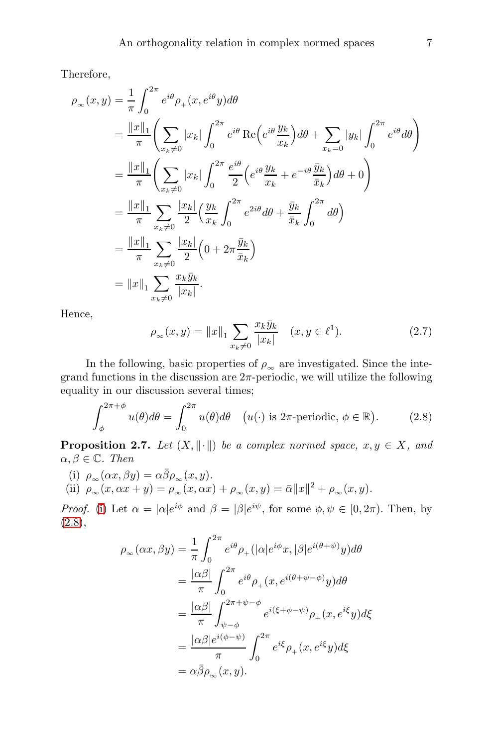Therefore,

$$
\begin{aligned}
\rho_{\infty}(x,y) &= \frac{1}{\pi}\int_0^{2\pi} e^{i\theta}\rho_{+}(x,e^{i\theta}y)d\theta \\
&= \frac{\|x\|_1}{\pi}\left(\sum_{x_k\neq 0}|x_k|\int_0^{2\pi} e^{i\theta}\operatorname{Re}\Big(e^{i\theta}\frac{y_k}{x_k}\Big)d\theta + \sum_{x_k=0}|y_k|\int_0^{2\pi} e^{i\theta}d\theta\right) \\
&= \frac{\|x\|_1}{\pi}\left(\sum_{x_k\neq 0}|x_k|\int_0^{2\pi}\frac{e^{i\theta}}{2}\Big(e^{i\theta}\frac{y_k}{x_k}+e^{-i\theta}\frac{\bar{y}_k}{\bar{x}_k}\Big)d\theta + 0\right) \\
&= \frac{\|x\|_1}{\pi}\sum_{x_k\neq 0}\frac{|x_k|}{2}\Big(\frac{y_k}{x_k}\int_0^{2\pi}e^{2i\theta}d\theta + \frac{\bar{y}_k}{\bar{x}_k}\int_0^{2\pi}d\theta\Big) \\
&= \frac{\|x\|_1}{\pi}\sum_{x_k\neq 0}\frac{|x_k|}{2}\Big(0+2\pi\frac{\bar{y}_k}{\bar{x}_k}\Big) \\
&= \|x\|_1\sum_{x_k\neq 0}\frac{x_k\bar{y}_k}{|x_k|}.
\end{aligned}
$$

Hence,

$$
\rho_{\infty}(x,y) = \|x\|_1\sum_{x_k\neq 0}\frac{x_k\bar{y}_k}{|x_k|} \quad (x,y\in\ell^1). \tag{2.7}
$$

In the following, basic properties of $\rho_{\infty}$ are investigated. Since the integrand functions in the discussion are $2\pi$-periodic, we will utilize the following equality in our discussion several times;

$$
\int_{\phi}^{2\pi+\phi} u(\theta)d\theta = \int_0^{2\pi} u(\theta)d\theta \quad \big(u(\cdot)\text{ is }2\pi\text{-periodic, }\phi\in\mathbb{R}\big). \tag{2.8}
$$

**Proposition 2.7.** *Let $(X,\|\cdot\|)$ be a complex normed space, $x,y\in X$, and $\alpha,\beta\in\mathbb{C}$. Then*

(i) $\rho_{\infty}(\alpha x,\beta y) = \alpha\bar{\beta}\rho_{\infty}(x,y)$.

(ii) $\rho_{\infty}(x,\alpha x+y) = \rho_{\infty}(x,\alpha x)+\rho_{\infty}(x,y) = \bar{\alpha}\|x\|^2+\rho_{\infty}(x,y)$.

*Proof.* (i) Let $\alpha = |\alpha|e^{i\phi}$ and $\beta = |\beta|e^{i\psi}$, for some $\phi,\psi\in[0,2\pi)$. Then, by (2.8),

$$
\begin{aligned}
\rho_{\infty}(\alpha x,\beta y) &= \frac{1}{\pi}\int_0^{2\pi} e^{i\theta}\rho_{+}(|\alpha|e^{i\phi}x,|\beta|e^{i(\theta+\psi)}y)d\theta \\
&= \frac{|\alpha\beta|}{\pi}\int_0^{2\pi} e^{i\theta}\rho_{+}(x,e^{i(\theta+\psi-\phi)}y)d\theta \\
&= \frac{|\alpha\beta|}{\pi}\int_{\psi-\phi}^{2\pi+\psi-\phi} e^{i(\xi+\phi-\psi)}\rho_{+}(x,e^{i\xi}y)d\xi \\
&= \frac{|\alpha\beta|e^{i(\phi-\psi)}}{\pi}\int_0^{2\pi} e^{i\xi}\rho_{+}(x,e^{i\xi}y)d\xi \\
&= \alpha\bar{\beta}\rho_{\infty}(x,y).
\end{aligned}
$$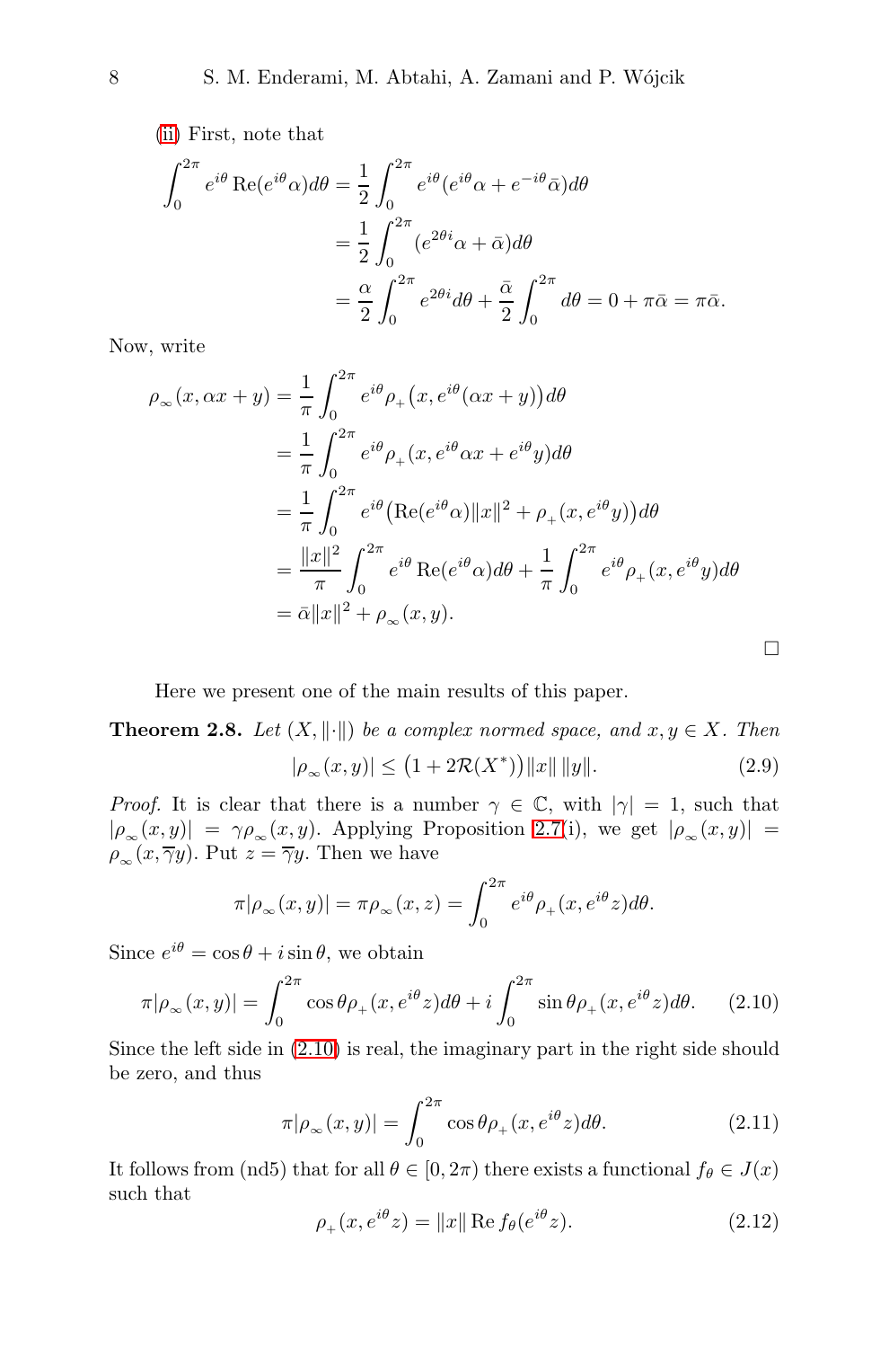(ii) First, note that

$$\begin{aligned}
\int_0^{2\pi} e^{i\theta}\operatorname{Re}(e^{i\theta}\alpha)d\theta &= \frac{1}{2}\int_0^{2\pi} e^{i\theta}(e^{i\theta}\alpha + e^{-i\theta}\bar{\alpha})d\theta \\
&= \frac{1}{2}\int_0^{2\pi}(e^{2\theta i}\alpha + \bar{\alpha})d\theta \\
&= \frac{\alpha}{2}\int_0^{2\pi} e^{2\theta i}d\theta + \frac{\bar{\alpha}}{2}\int_0^{2\pi} d\theta = 0 + \pi\bar{\alpha} = \pi\bar{\alpha}.
\end{aligned}$$

Now, write

$$\begin{aligned}
\rho_\infty(x, \alpha x + y) &= \frac{1}{\pi}\int_0^{2\pi} e^{i\theta}\rho_+\big(x, e^{i\theta}(\alpha x + y)\big)d\theta \\
&= \frac{1}{\pi}\int_0^{2\pi} e^{i\theta}\rho_+(x, e^{i\theta}\alpha x + e^{i\theta}y)d\theta \\
&= \frac{1}{\pi}\int_0^{2\pi} e^{i\theta}\big(\operatorname{Re}(e^{i\theta}\alpha)\|x\|^2 + \rho_+(x, e^{i\theta}y)\big)d\theta \\
&= \frac{\|x\|^2}{\pi}\int_0^{2\pi} e^{i\theta}\operatorname{Re}(e^{i\theta}\alpha)d\theta + \frac{1}{\pi}\int_0^{2\pi} e^{i\theta}\rho_+(x, e^{i\theta}y)d\theta \\
&= \bar{\alpha}\|x\|^2 + \rho_\infty(x, y).
\end{aligned}$$

$\square$

Here we present one of the main results of this paper.

**Theorem 2.8.** *Let $(X, \|\cdot\|)$ be a complex normed space, and $x, y \in X$. Then*

$$|\rho_\infty(x, y)| \leq \big(1 + 2\mathcal{R}(X^*)\big)\|x\|\,\|y\|. \tag{2.9}$$

*Proof.* It is clear that there is a number $\gamma \in \mathbb{C}$, with $|\gamma| = 1$, such that $|\rho_\infty(x, y)| = \gamma\rho_\infty(x, y)$. Applying Proposition 2.7(i), we get $|\rho_\infty(x, y)| = \rho_\infty(x, \overline{\gamma}y)$. Put $z = \overline{\gamma}y$. Then we have

$$\pi|\rho_\infty(x, y)| = \pi\rho_\infty(x, z) = \int_0^{2\pi} e^{i\theta}\rho_+(x, e^{i\theta}z)d\theta.$$

Since $e^{i\theta} = \cos\theta + i\sin\theta$, we obtain

$$\pi|\rho_\infty(x, y)| = \int_0^{2\pi}\cos\theta\rho_+(x, e^{i\theta}z)d\theta + i\int_0^{2\pi}\sin\theta\rho_+(x, e^{i\theta}z)d\theta. \tag{2.10}$$

Since the left side in (2.10) is real, the imaginary part in the right side should be zero, and thus

$$\pi|\rho_\infty(x, y)| = \int_0^{2\pi}\cos\theta\rho_+(x, e^{i\theta}z)d\theta. \tag{2.11}$$

It follows from (nd5) that for all $\theta \in [0, 2\pi)$ there exists a functional $f_\theta \in J(x)$ such that

$$\rho_+(x, e^{i\theta}z) = \|x\|\operatorname{Re} f_\theta(e^{i\theta}z). \tag{2.12}$$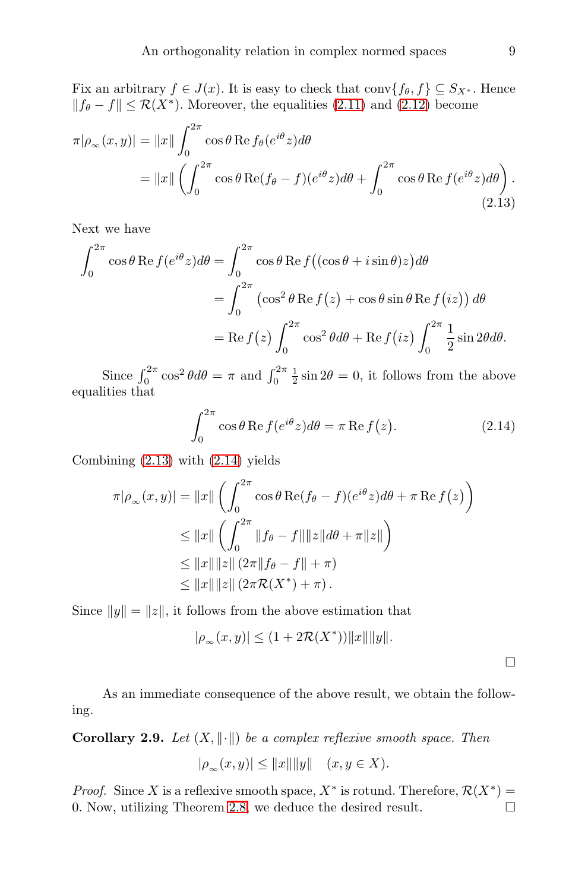Fix an arbitrary $f \in J(x)$. It is easy to check that $\operatorname{conv}\{f_\theta, f\} \subseteq S_{X^*}$. Hence $\|f_\theta - f\| \leq \mathcal{R}(X^*)$. Moreover, the equalities (2.11) and (2.12) become

$$\begin{aligned}
\pi|\rho_\infty(x,y)| &= \|x\| \int_0^{2\pi} \cos\theta \operatorname{Re} f_\theta(e^{i\theta}z) d\theta \\
&= \|x\| \left( \int_0^{2\pi} \cos\theta \operatorname{Re}(f_\theta - f)(e^{i\theta}z) d\theta + \int_0^{2\pi} \cos\theta \operatorname{Re} f(e^{i\theta}z) d\theta \right).
\end{aligned} \tag{2.13}$$

Next we have

$$\begin{aligned}
\int_0^{2\pi} \cos\theta \operatorname{Re} f(e^{i\theta}z) d\theta &= \int_0^{2\pi} \cos\theta \operatorname{Re} f\big((\cos\theta + i\sin\theta)z\big) d\theta \\
&= \int_0^{2\pi} \big(\cos^2\theta \operatorname{Re} f\big(z\big) + \cos\theta \sin\theta \operatorname{Re} f\big(iz\big)\big)\, d\theta \\
&= \operatorname{Re} f\big(z\big) \int_0^{2\pi} \cos^2\theta d\theta + \operatorname{Re} f\big(iz\big) \int_0^{2\pi} \frac{1}{2}\sin 2\theta d\theta.
\end{aligned}$$

Since $\int_0^{2\pi} \cos^2\theta d\theta = \pi$ and $\int_0^{2\pi} \frac{1}{2}\sin 2\theta = 0$, it follows from the above equalities that

$$\int_0^{2\pi} \cos\theta \operatorname{Re} f(e^{i\theta}z) d\theta = \pi \operatorname{Re} f\big(z\big). \tag{2.14}$$

Combining (2.13) with (2.14) yields

$$\begin{aligned}
\pi|\rho_\infty(x,y)| &= \|x\| \left( \int_0^{2\pi} \cos\theta \operatorname{Re}(f_\theta - f)(e^{i\theta}z) d\theta + \pi \operatorname{Re} f\big(z\big) \right) \\
&\leq \|x\| \left( \int_0^{2\pi} \|f_\theta - f\| \|z\| d\theta + \pi \|z\| \right) \\
&\leq \|x\| \|z\| \left( 2\pi \|f_\theta - f\| + \pi \right) \\
&\leq \|x\| \|z\| \left( 2\pi \mathcal{R}(X^*) + \pi \right).
\end{aligned}$$

Since $\|y\| = \|z\|$, it follows from the above estimation that

$$|\rho_\infty(x,y)| \leq (1 + 2\mathcal{R}(X^*)) \|x\| \|y\|.$$

$\square$

As an immediate consequence of the above result, we obtain the following.

**Corollary 2.9.** *Let $(X, \|\cdot\|)$ be a complex reflexive smooth space. Then*

$$|\rho_\infty(x,y)| \leq \|x\| \|y\| \quad (x, y \in X).$$

*Proof.* Since $X$ is a reflexive smooth space, $X^*$ is rotund. Therefore, $\mathcal{R}(X^*) = 0$. Now, utilizing Theorem 2.8, we deduce the desired result. $\square$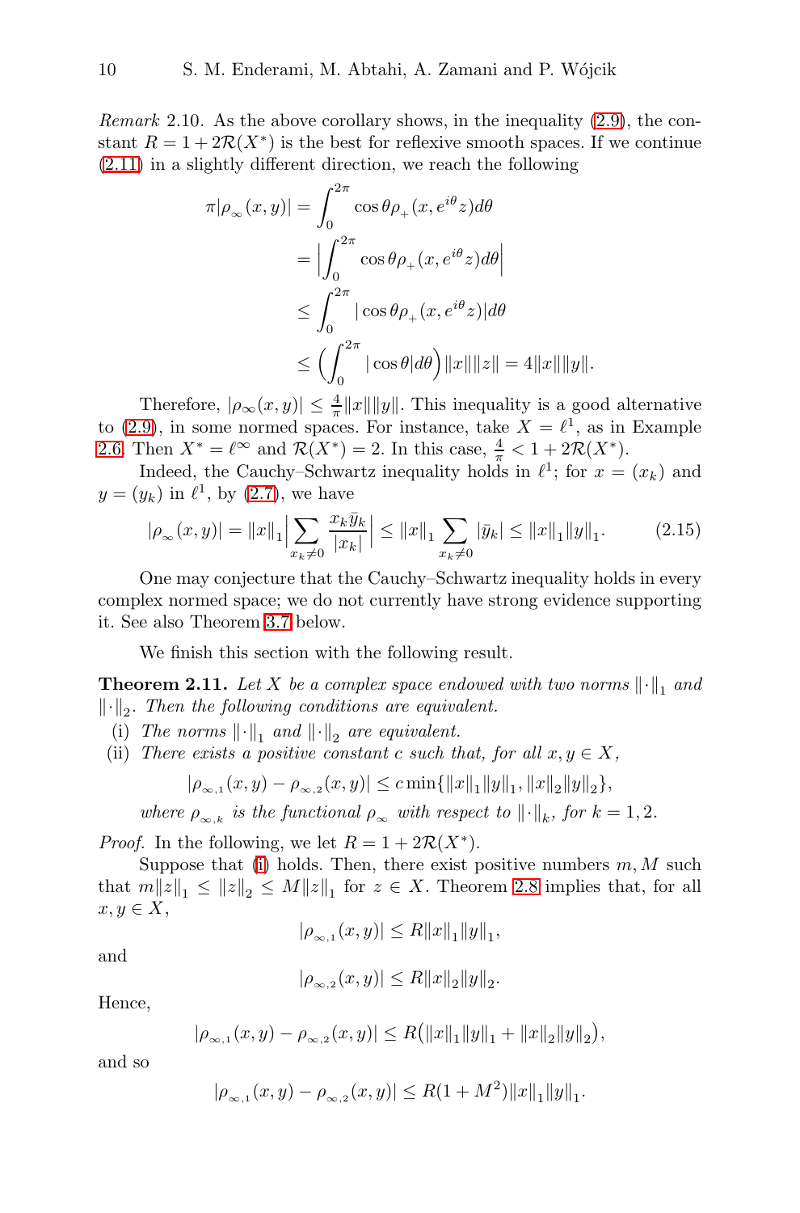*Remark* 2.10. As the above corollary shows, in the inequality (2.9), the constant $R = 1 + 2\mathcal{R}(X^*)$ is the best for reflexive smooth spaces. If we continue (2.11) in a slightly different direction, we reach the following

$$\begin{aligned}
\pi|\rho_{_\infty}(x, y)| &= \int_0^{2\pi} \cos\theta \rho_{_+}(x, e^{i\theta} z) d\theta \\
&= \Big| \int_0^{2\pi} \cos\theta \rho_{_+}(x, e^{i\theta} z) d\theta \Big| \\
&\leq \int_0^{2\pi} |\cos\theta \rho_{_+}(x, e^{i\theta} z)| d\theta \\
&\leq \Big( \int_0^{2\pi} |\cos\theta| d\theta \Big) \|x\| \|z\| = 4\|x\| \|y\|.
\end{aligned}$$

Therefore, $|\rho_\infty(x, y)| \leq \frac{4}{\pi}\|x\|\|y\|$. This inequality is a good alternative to (2.9), in some normed spaces. For instance, take $X = \ell^1$, as in Example 2.6. Then $X^* = \ell^\infty$ and $\mathcal{R}(X^*) = 2$. In this case, $\frac{4}{\pi} < 1 + 2\mathcal{R}(X^*)$.

Indeed, the Cauchy–Schwartz inequality holds in $\ell^1$; for $x = (x_k)$ and $y = (y_k)$ in $\ell^1$, by (2.7), we have

$$|\rho_{_\infty}(x, y)| = \|x\|_1 \Big| \sum_{x_k \neq 0} \frac{x_k \bar{y}_k}{|x_k|} \Big| \leq \|x\|_1 \sum_{x_k \neq 0} |\bar{y}_k| \leq \|x\|_1 \|y\|_1. \tag{2.15}$$

One may conjecture that the Cauchy–Schwartz inequality holds in every complex normed space; we do not currently have strong evidence supporting it. See also Theorem 3.7 below.

We finish this section with the following result.

**Theorem 2.11.** *Let $X$ be a complex space endowed with two norms $\|\cdot\|_1$ and $\|\cdot\|_2$. Then the following conditions are equivalent.*

(i) *The norms $\|\cdot\|_1$ and $\|\cdot\|_2$ are equivalent.*
(ii) *There exists a positive constant $c$ such that, for all $x, y \in X$,*

$$|\rho_{_{\infty,1}}(x, y) - \rho_{_{\infty,2}}(x, y)| \leq c \min\{\|x\|_1 \|y\|_1, \|x\|_2 \|y\|_2\},$$

*where $\rho_{_{\infty,k}}$ is the functional $\rho_{_\infty}$ with respect to $\|\cdot\|_k$, for $k = 1, 2$.*

*Proof.* In the following, we let $R = 1 + 2\mathcal{R}(X^*)$.

Suppose that (i) holds. Then, there exist positive numbers $m, M$ such that $m\|z\|_1 \leq \|z\|_2 \leq M\|z\|_1$ for $z \in X$. Theorem 2.8 implies that, for all $x, y \in X$,

$$|\rho_{_{\infty,1}}(x, y)| \leq R\|x\|_1 \|y\|_1,$$

and

$$|\rho_{_{\infty,2}}(x, y)| \leq R\|x\|_2 \|y\|_2.$$

Hence,

$$|\rho_{_{\infty,1}}(x, y) - \rho_{_{\infty,2}}(x, y)| \leq R\big(\|x\|_1 \|y\|_1 + \|x\|_2 \|y\|_2\big),$$

and so

$$|\rho_{_{\infty,1}}(x, y) - \rho_{_{\infty,2}}(x, y)| \leq R(1 + M^2)\|x\|_1 \|y\|_1.$$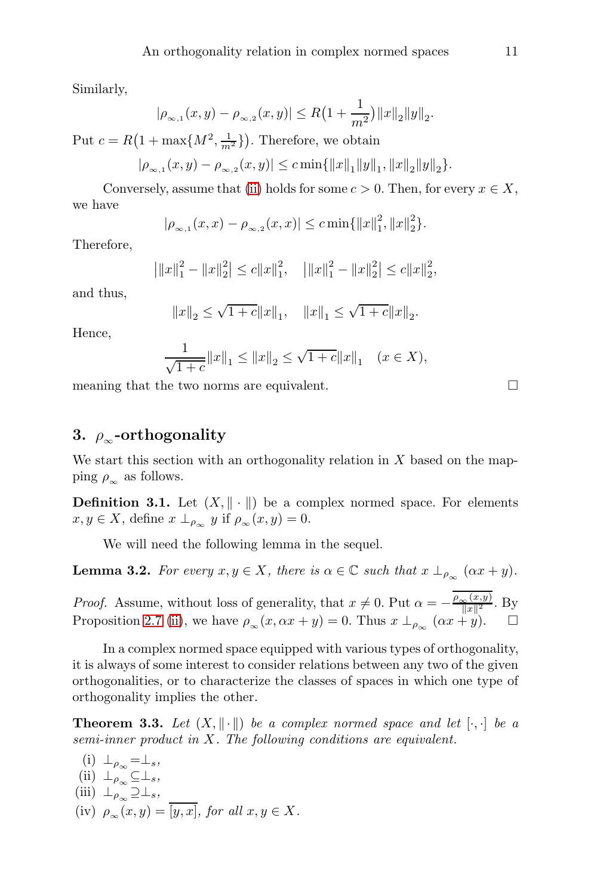Similarly,

$$|\rho_{\infty,1}(x,y) - \rho_{\infty,2}(x,y)| \leq R\big(1 + \frac{1}{m^2}\big)\|x\|_2\|y\|_2.$$

Put $c = R\big(1 + \max\{M^2, \frac{1}{m^2}\}\big)$. Therefore, we obtain

$$|\rho_{\infty,1}(x,y) - \rho_{\infty,2}(x,y)| \leq c\min\{\|x\|_1\|y\|_1, \|x\|_2\|y\|_2\}.$$

Conversely, assume that (ii) holds for some $c > 0$. Then, for every $x \in X$, we have

$$|\rho_{\infty,1}(x,x) - \rho_{\infty,2}(x,x)| \leq c\min\{\|x\|_1^2, \|x\|_2^2\}.$$

Therefore,

$$\big|\|x\|_1^2 - \|x\|_2^2\big| \leq c\|x\|_1^2, \quad \big|\|x\|_1^2 - \|x\|_2^2\big| \leq c\|x\|_2^2,$$

and thus,

$$\|x\|_2 \leq \sqrt{1+c}\|x\|_1, \quad \|x\|_1 \leq \sqrt{1+c}\|x\|_2.$$

Hence,

$$\frac{1}{\sqrt{1+c}}\|x\|_1 \leq \|x\|_2 \leq \sqrt{1+c}\|x\|_1 \quad (x \in X),$$

meaning that the two norms are equivalent. □

## 3. $\rho_\infty$-orthogonality

We start this section with an orthogonality relation in $X$ based on the mapping $\rho_\infty$ as follows.

**Definition 3.1.** Let $(X, \|\cdot\|)$ be a complex normed space. For elements $x, y \in X$, define $x \perp_{\rho_\infty} y$ if $\rho_\infty(x,y) = 0$.

We will need the following lemma in the sequel.

**Lemma 3.2.** *For every $x, y \in X$, there is $\alpha \in \mathbb{C}$ such that $x \perp_{\rho_\infty} (\alpha x + y)$.*

*Proof.* Assume, without loss of generality, that $x \neq 0$. Put $\alpha = -\overline{\frac{\rho_\infty(x,y)}{\|x\|^2}}$. By Proposition 2.7 (ii), we have $\rho_\infty(x, \alpha x + y) = 0$. Thus $x \perp_{\rho_\infty} (\alpha x + y)$. □

In a complex normed space equipped with various types of orthogonality, it is always of some interest to consider relations between any two of the given orthogonalities, or to characterize the classes of spaces in which one type of orthogonality implies the other.

**Theorem 3.3.** *Let $(X, \|\cdot\|)$ be a complex normed space and let $[\cdot,\cdot]$ be a semi-inner product in $X$. The following conditions are equivalent.*

(i) $\perp_{\rho_\infty} = \perp_s$,
(ii) $\perp_{\rho_\infty} \subseteq \perp_s$,
(iii) $\perp_{\rho_\infty} \supseteq \perp_s$,
(iv) $\rho_\infty(x,y) = \overline{[y,x]}$, *for all $x, y \in X$.*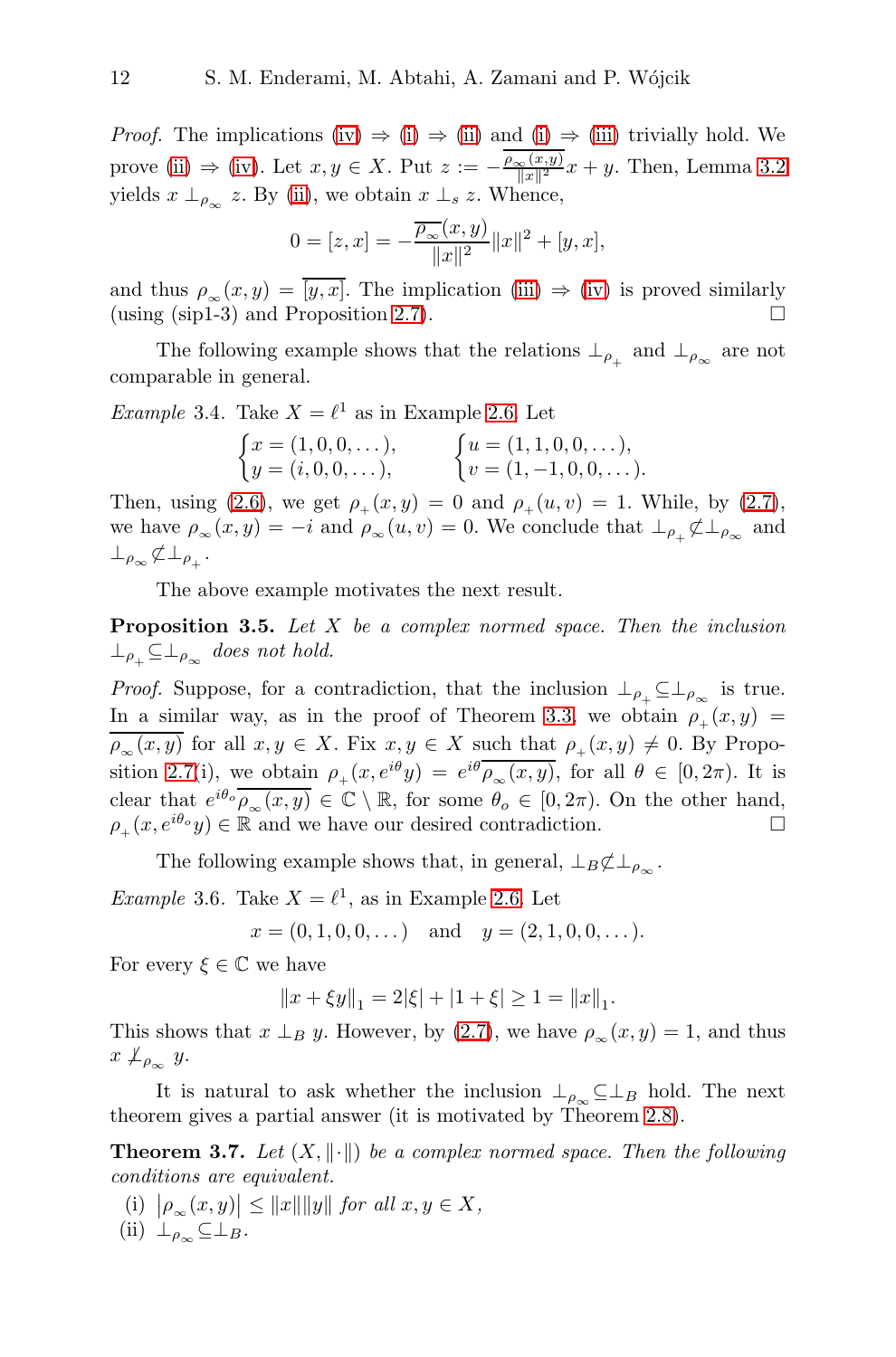*Proof.* The implications (iv) ⇒ (i) ⇒ (ii) and (i) ⇒ (iii) trivially hold. We prove (ii) ⇒ (iv). Let $x, y \in X$. Put $z := -\frac{\overline{\rho_\infty(x,y)}}{\|x\|^2}x + y$. Then, Lemma 3.2 yields $x \perp_{\rho_\infty} z$. By (ii), we obtain $x \perp_s z$. Whence,

$$0 = [z, x] = -\frac{\overline{\rho_\infty}(x,y)}{\|x\|^2}\|x\|^2 + [y, x],$$

and thus $\rho_\infty(x,y) = \overline{[y,x]}$. The implication (iii) ⇒ (iv) is proved similarly (using (sip1-3) and Proposition 2.7). □

The following example shows that the relations $\perp_{\rho_+}$ and $\perp_{\rho_\infty}$ are not comparable in general.

*Example* 3.4. Take $X = \ell^1$ as in Example 2.6. Let

$$\begin{cases} x = (1, 0, 0, \dots), \\ y = (i, 0, 0, \dots), \end{cases} \qquad \begin{cases} u = (1, 1, 0, 0, \dots), \\ v = (1, -1, 0, 0, \dots). \end{cases}$$

Then, using (2.6), we get $\rho_+(x,y) = 0$ and $\rho_+(u,v) = 1$. While, by (2.7), we have $\rho_\infty(x,y) = -i$ and $\rho_\infty(u,v) = 0$. We conclude that $\perp_{\rho_+} \not\subseteq \perp_{\rho_\infty}$ and $\perp_{\rho_\infty} \not\subseteq \perp_{\rho_+}$.

The above example motivates the next result.

**Proposition 3.5.** *Let $X$ be a complex normed space. Then the inclusion $\perp_{\rho_+} \subseteq \perp_{\rho_\infty}$ does not hold.*

*Proof.* Suppose, for a contradiction, that the inclusion $\perp_{\rho_+} \subseteq \perp_{\rho_\infty}$ is true. In a similar way, as in the proof of Theorem 3.3, we obtain $\rho_+(x,y) = \overline{\rho_\infty(x,y)}$ for all $x, y \in X$. Fix $x, y \in X$ such that $\rho_+(x,y) \neq 0$. By Proposition 2.7(i), we obtain $\rho_+(x, e^{i\theta}y) = e^{i\theta}\overline{\rho_\infty(x,y)}$, for all $\theta \in [0, 2\pi)$. It is clear that $e^{i\theta_o}\overline{\rho_\infty(x,y)} \in \mathbb{C} \setminus \mathbb{R}$, for some $\theta_o \in [0, 2\pi)$. On the other hand, $\rho_+(x, e^{i\theta_o}y) \in \mathbb{R}$ and we have our desired contradiction. □

The following example shows that, in general, $\perp_B \not\subseteq \perp_{\rho_\infty}$.

*Example* 3.6. Take $X = \ell^1$, as in Example 2.6. Let

$$x = (0, 1, 0, 0, \dots) \quad \text{and} \quad y = (2, 1, 0, 0, \dots).$$

For every $\xi \in \mathbb{C}$ we have

$$\|x + \xi y\|_1 = 2|\xi| + |1 + \xi| \geq 1 = \|x\|_1.$$

This shows that $x \perp_B y$. However, by (2.7), we have $\rho_\infty(x,y) = 1$, and thus $x \not\perp_{\rho_\infty} y$.

It is natural to ask whether the inclusion $\perp_{\rho_\infty} \subseteq \perp_B$ hold. The next theorem gives a partial answer (it is motivated by Theorem 2.8).

**Theorem 3.7.** *Let $(X, \|\cdot\|)$ be a complex normed space. Then the following conditions are equivalent.*

(i) $|\rho_\infty(x,y)| \leq \|x\|\|y\|$ *for all* $x, y \in X$,

(ii) $\perp_{\rho_\infty} \subseteq \perp_B$.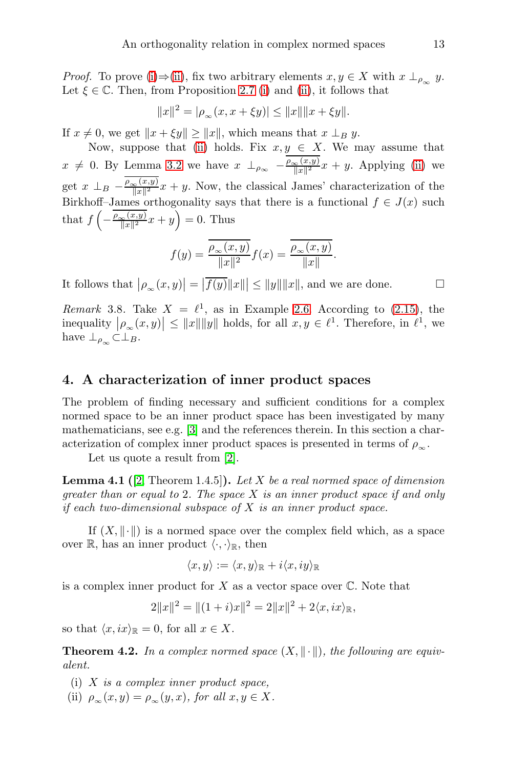*Proof.* To prove (i)⇒(ii), fix two arbitrary elements $x, y \in X$ with $x \perp_{\rho_\infty} y$. Let $\xi \in \mathbb{C}$. Then, from Proposition 2.7 (i) and (ii), it follows that

$$\|x\|^2 = |\rho_\infty(x, x + \xi y)| \leq \|x\| \|x + \xi y\|.$$

If $x \neq 0$, we get $\|x + \xi y\| \geq \|x\|$, which means that $x \perp_B y$.

Now, suppose that (ii) holds. Fix $x, y \in X$. We may assume that $x \neq 0$. By Lemma 3.2 we have $x \perp_{\rho_\infty} -\frac{\overline{\rho_\infty(x,y)}}{\|x\|^2} x + y$. Applying (ii) we get $x \perp_B -\frac{\overline{\rho_\infty(x,y)}}{\|x\|^2} x + y$. Now, the classical James' characterization of the Birkhoff–James orthogonality says that there is a functional $f \in J(x)$ such that $f\left(-\frac{\overline{\rho_\infty(x,y)}}{\|x\|^2} x + y\right) = 0$. Thus

$$f(y) = \frac{\overline{\rho_\infty(x,y)}}{\|x\|^2} f(x) = \frac{\overline{\rho_\infty(x,y)}}{\|x\|}.$$

It follows that $\left|\rho_\infty(x,y)\right| = \left|\overline{f(y)}\|x\|\right| \leq \|y\|\|x\|$, and we are done. □

*Remark* 3.8. Take $X = \ell^1$, as in Example 2.6. According to (2.15), the inequality $\left|\rho_\infty(x,y)\right| \leq \|x\|\|y\|$ holds, for all $x, y \in \ell^1$. Therefore, in $\ell^1$, we have $\perp_{\rho_\infty} \subset \perp_B$.

## 4. A characterization of inner product spaces

The problem of finding necessary and sufficient conditions for a complex normed space to be an inner product space has been investigated by many mathematicians, see e.g. [3] and the references therein. In this section a characterization of complex inner product spaces is presented in terms of $\rho_\infty$.

Let us quote a result from [2].

**Lemma 4.1** ([2, Theorem 1.4.5])**.** *Let $X$ be a real normed space of dimension greater than or equal to 2. The space $X$ is an inner product space if and only if each two-dimensional subspace of $X$ is an inner product space.*

If $(X, \|\cdot\|)$ is a normed space over the complex field which, as a space over $\mathbb{R}$, has an inner product $\langle\cdot,\cdot\rangle_{\mathbb{R}}$, then

$$\langle x, y\rangle := \langle x, y\rangle_{\mathbb{R}} + i\langle x, iy\rangle_{\mathbb{R}}$$

is a complex inner product for $X$ as a vector space over $\mathbb{C}$. Note that

$$2\|x\|^2 = \|(1+i)x\|^2 = 2\|x\|^2 + 2\langle x, ix\rangle_{\mathbb{R}},$$

so that $\langle x, ix\rangle_{\mathbb{R}} = 0$, for all $x \in X$.

**Theorem 4.2.** *In a complex normed space $(X, \|\cdot\|)$, the following are equivalent.*

(i) *$X$ is a complex inner product space,*

(ii) *$\rho_\infty(x, y) = \rho_\infty(y, x)$, for all $x, y \in X$.*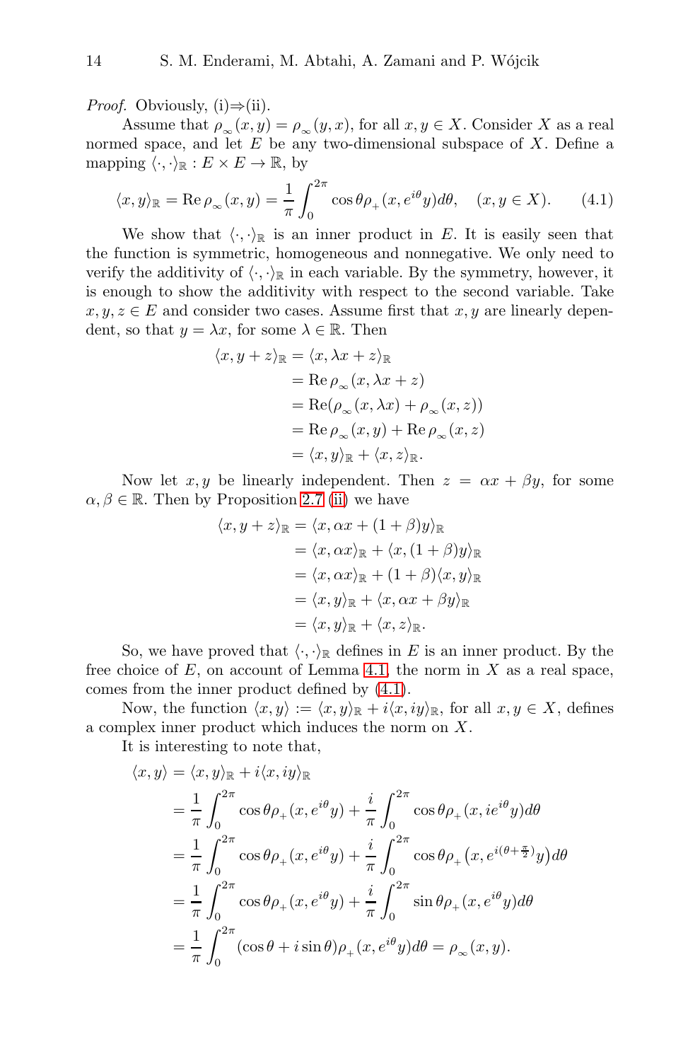*Proof.* Obviously, (i)⇒(ii).

Assume that $\rho_{_\infty}(x,y)=\rho_{_\infty}(y,x)$, for all $x,y\in X$. Consider $X$ as a real normed space, and let $E$ be any two-dimensional subspace of $X$. Define a mapping $\langle\cdot,\cdot\rangle_{\mathbb{R}}:E\times E\to\mathbb{R}$, by

$$\langle x,y\rangle_{\mathbb{R}}=\operatorname{Re}\rho_{_\infty}(x,y)=\frac{1}{\pi}\int_0^{2\pi}\cos\theta\rho_{_+}(x,e^{i\theta}y)d\theta,\quad (x,y\in X). \tag{4.1}$$

We show that $\langle\cdot,\cdot\rangle_{\mathbb{R}}$ is an inner product in $E$. It is easily seen that the function is symmetric, homogeneous and nonnegative. We only need to verify the additivity of $\langle\cdot,\cdot\rangle_{\mathbb{R}}$ in each variable. By the symmetry, however, it is enough to show the additivity with respect to the second variable. Take $x,y,z\in E$ and consider two cases. Assume first that $x,y$ are linearly dependent, so that $y=\lambda x$, for some $\lambda\in\mathbb{R}$. Then

$$\begin{aligned}
\langle x,y+z\rangle_{\mathbb{R}}&=\langle x,\lambda x+z\rangle_{\mathbb{R}}\\
&=\operatorname{Re}\rho_{_\infty}(x,\lambda x+z)\\
&=\operatorname{Re}(\rho_{_\infty}(x,\lambda x)+\rho_{_\infty}(x,z))\\
&=\operatorname{Re}\rho_{_\infty}(x,y)+\operatorname{Re}\rho_{_\infty}(x,z)\\
&=\langle x,y\rangle_{\mathbb{R}}+\langle x,z\rangle_{\mathbb{R}}.
\end{aligned}$$

Now let $x,y$ be linearly independent. Then $z=\alpha x+\beta y$, for some $\alpha,\beta\in\mathbb{R}$. Then by Proposition 2.7 (ii) we have

$$\begin{aligned}
\langle x,y+z\rangle_{\mathbb{R}}&=\langle x,\alpha x+(1+\beta)y\rangle_{\mathbb{R}}\\
&=\langle x,\alpha x\rangle_{\mathbb{R}}+\langle x,(1+\beta)y\rangle_{\mathbb{R}}\\
&=\langle x,\alpha x\rangle_{\mathbb{R}}+(1+\beta)\langle x,y\rangle_{\mathbb{R}}\\
&=\langle x,y\rangle_{\mathbb{R}}+\langle x,\alpha x+\beta y\rangle_{\mathbb{R}}\\
&=\langle x,y\rangle_{\mathbb{R}}+\langle x,z\rangle_{\mathbb{R}}.
\end{aligned}$$

So, we have proved that $\langle\cdot,\cdot\rangle_{\mathbb{R}}$ defines in $E$ is an inner product. By the free choice of $E$, on account of Lemma 4.1, the norm in $X$ as a real space, comes from the inner product defined by (4.1).

Now, the function $\langle x,y\rangle:=\langle x,y\rangle_{\mathbb{R}}+i\langle x,iy\rangle_{\mathbb{R}}$, for all $x,y\in X$, defines a complex inner product which induces the norm on $X$.

It is interesting to note that,

$$\begin{aligned}
\langle x,y\rangle&=\langle x,y\rangle_{\mathbb{R}}+i\langle x,iy\rangle_{\mathbb{R}}\\
&=\frac{1}{\pi}\int_0^{2\pi}\cos\theta\rho_{_+}(x,e^{i\theta}y)+\frac{i}{\pi}\int_0^{2\pi}\cos\theta\rho_{_+}(x,ie^{i\theta}y)d\theta\\
&=\frac{1}{\pi}\int_0^{2\pi}\cos\theta\rho_{_+}(x,e^{i\theta}y)+\frac{i}{\pi}\int_0^{2\pi}\cos\theta\rho_{_+}\big(x,e^{i(\theta+\frac{\pi}{2})}y\big)d\theta\\
&=\frac{1}{\pi}\int_0^{2\pi}\cos\theta\rho_{_+}(x,e^{i\theta}y)+\frac{i}{\pi}\int_0^{2\pi}\sin\theta\rho_{_+}(x,e^{i\theta}y)d\theta\\
&=\frac{1}{\pi}\int_0^{2\pi}(\cos\theta+i\sin\theta)\rho_{_+}(x,e^{i\theta}y)d\theta=\rho_{_\infty}(x,y).
\end{aligned}$$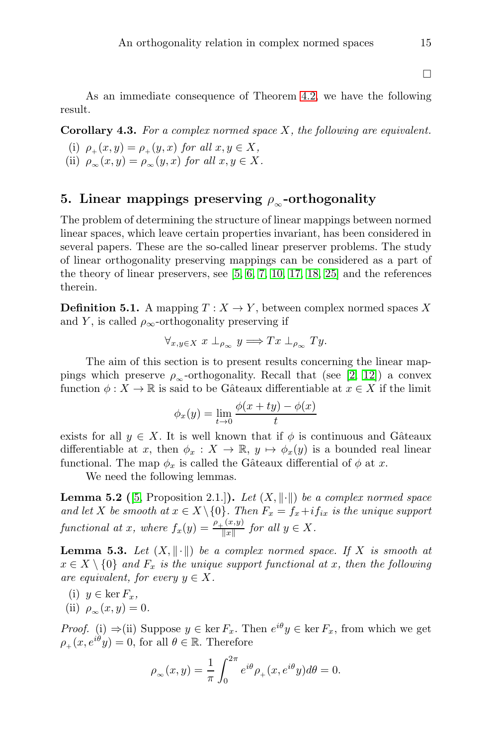□

As an immediate consequence of Theorem 4.2, we have the following result.

**Corollary 4.3.** *For a complex normed space $X$, the following are equivalent.*

(i) $\rho_+(x,y) = \rho_+(y,x)$ *for all* $x, y \in X$,

(ii) $\rho_\infty(x,y) = \rho_\infty(y,x)$ *for all* $x, y \in X$.

## 5. Linear mappings preserving $\rho_\infty$-orthogonality

The problem of determining the structure of linear mappings between normed linear spaces, which leave certain properties invariant, has been considered in several papers. These are the so-called linear preserver problems. The study of linear orthogonality preserving mappings can be considered as a part of the theory of linear preservers, see [5, 6, 7, 10, 17, 18, 25] and the references therein.

**Definition 5.1.** A mapping $T : X \to Y$, between complex normed spaces $X$ and $Y$, is called $\rho_\infty$-orthogonality preserving if

$$\forall_{x,y \in X}\ x \perp_{\rho_\infty} y \Longrightarrow Tx \perp_{\rho_\infty} Ty.$$

The aim of this section is to present results concerning the linear mappings which preserve $\rho_\infty$-orthogonality. Recall that (see [2, 12]) a convex function $\phi : X \to \mathbb{R}$ is said to be Gâteaux differentiable at $x \in X$ if the limit

$$\phi_x(y) = \lim_{t \to 0} \frac{\phi(x+ty) - \phi(x)}{t}$$

exists for all $y \in X$. It is well known that if $\phi$ is continuous and Gâteaux differentiable at $x$, then $\phi_x : X \to \mathbb{R}$, $y \mapsto \phi_x(y)$ is a bounded real linear functional. The map $\phi_x$ is called the Gâteaux differential of $\phi$ at $x$.

We need the following lemmas.

**Lemma 5.2** ([5, Proposition 2.1.]). *Let $(X, \|\cdot\|)$ be a complex normed space and let $X$ be smooth at $x \in X \setminus \{0\}$. Then $F_x = f_x + i f_{ix}$ is the unique support functional at $x$, where $f_x(y) = \frac{\rho_+(x,y)}{\|x\|}$ for all $y \in X$.*

**Lemma 5.3.** *Let $(X, \|\cdot\|)$ be a complex normed space. If $X$ is smooth at $x \in X \setminus \{0\}$ and $F_x$ is the unique support functional at $x$, then the following are equivalent, for every $y \in X$.*

(i) $y \in \ker F_x$,

(ii) $\rho_\infty(x,y) = 0$.

*Proof.* (i) ⇒(ii) Suppose $y \in \ker F_x$. Then $e^{i\theta} y \in \ker F_x$, from which we get $\rho_+(x, e^{i\theta} y) = 0$, for all $\theta \in \mathbb{R}$. Therefore

$$\rho_\infty(x,y) = \frac{1}{\pi} \int_0^{2\pi} e^{i\theta} \rho_+(x, e^{i\theta} y) d\theta = 0.$$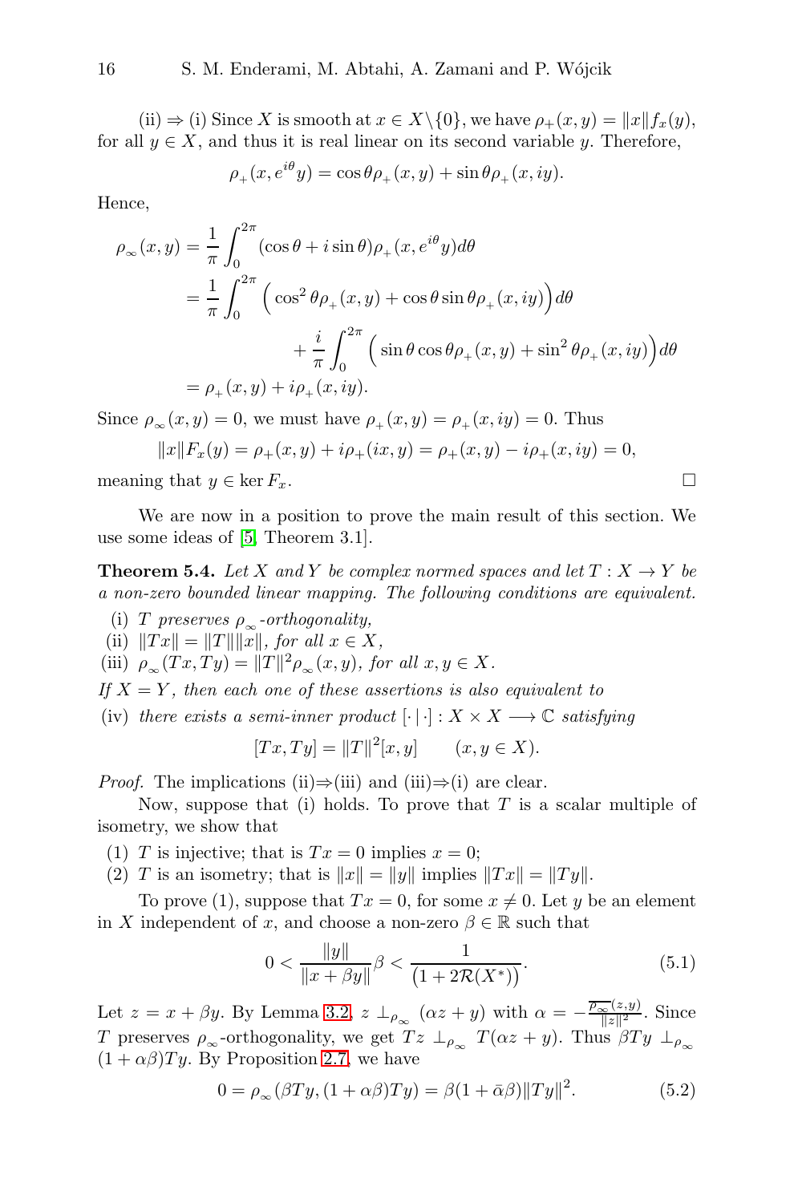(ii) ⇒ (i) Since $X$ is smooth at $x \in X\backslash\{0\}$, we have $\rho_+(x,y) = \|x\| f_x(y)$, for all $y \in X$, and thus it is real linear on its second variable $y$. Therefore,

$$\rho_+(x, e^{i\theta}y) = \cos\theta \rho_+(x,y) + \sin\theta \rho_+(x, iy).$$

Hence,

$$\begin{aligned}
\rho_\infty(x,y) &= \frac{1}{\pi}\int_0^{2\pi} (\cos\theta + i\sin\theta)\rho_+(x, e^{i\theta}y)d\theta \\
&= \frac{1}{\pi}\int_0^{2\pi} \Big(\cos^2\theta\rho_+(x,y) + \cos\theta\sin\theta\rho_+(x,iy)\Big)d\theta \\
&\qquad + \frac{i}{\pi}\int_0^{2\pi} \Big(\sin\theta\cos\theta\rho_+(x,y) + \sin^2\theta\rho_+(x,iy)\Big)d\theta \\
&= \rho_+(x,y) + i\rho_+(x,iy).
\end{aligned}$$

Since $\rho_\infty(x,y) = 0$, we must have $\rho_+(x,y) = \rho_+(x,iy) = 0$. Thus

$$\|x\|F_x(y) = \rho_+(x,y) + i\rho_+(ix,y) = \rho_+(x,y) - i\rho_+(x,iy) = 0,$$

meaning that $y \in \ker F_x$. □

We are now in a position to prove the main result of this section. We use some ideas of [5, Theorem 3.1].

**Theorem 5.4.** *Let $X$ and $Y$ be complex normed spaces and let $T : X \to Y$ be a non-zero bounded linear mapping. The following conditions are equivalent.*

(i) *$T$ preserves $\rho_\infty$-orthogonality,*

(ii) *$\|Tx\| = \|T\|\|x\|$, for all $x \in X$,*

(iii) *$\rho_\infty(Tx, Ty) = \|T\|^2\rho_\infty(x,y)$, for all $x, y \in X$.*

*If $X = Y$, then each one of these assertions is also equivalent to*

(iv) *there exists a semi-inner product $[\cdot|\cdot] : X \times X \longrightarrow \mathbb{C}$ satisfying*

$$[Tx, Ty] = \|T\|^2[x,y] \qquad (x, y \in X).$$

*Proof.* The implications (ii)⇒(iii) and (iii)⇒(i) are clear.

Now, suppose that (i) holds. To prove that $T$ is a scalar multiple of isometry, we show that

(1) $T$ is injective; that is $Tx = 0$ implies $x = 0$;

(2) $T$ is an isometry; that is $\|x\| = \|y\|$ implies $\|Tx\| = \|Ty\|$.

To prove (1), suppose that $Tx = 0$, for some $x \neq 0$. Let $y$ be an element in $X$ independent of $x$, and choose a non-zero $\beta \in \mathbb{R}$ such that

$$0 < \frac{\|y\|}{\|x + \beta y\|}\beta < \frac{1}{\big(1 + 2\mathcal{R}(X^*)\big)}. \tag{5.1}$$

Let $z = x + \beta y$. By Lemma 3.2, $z \perp_{\rho_\infty} (\alpha z + y)$ with $\alpha = -\frac{\overline{\rho_\infty}(z,y)}{\|z\|^2}$. Since $T$ preserves $\rho_\infty$-orthogonality, we get $Tz \perp_{\rho_\infty} T(\alpha z + y)$. Thus $\beta Ty \perp_{\rho_\infty} (1 + \alpha\beta)Ty$. By Proposition 2.7, we have

$$0 = \rho_\infty(\beta Ty, (1 + \alpha\beta)Ty) = \beta(1 + \bar{\alpha}\beta)\|Ty\|^2. \tag{5.2}$$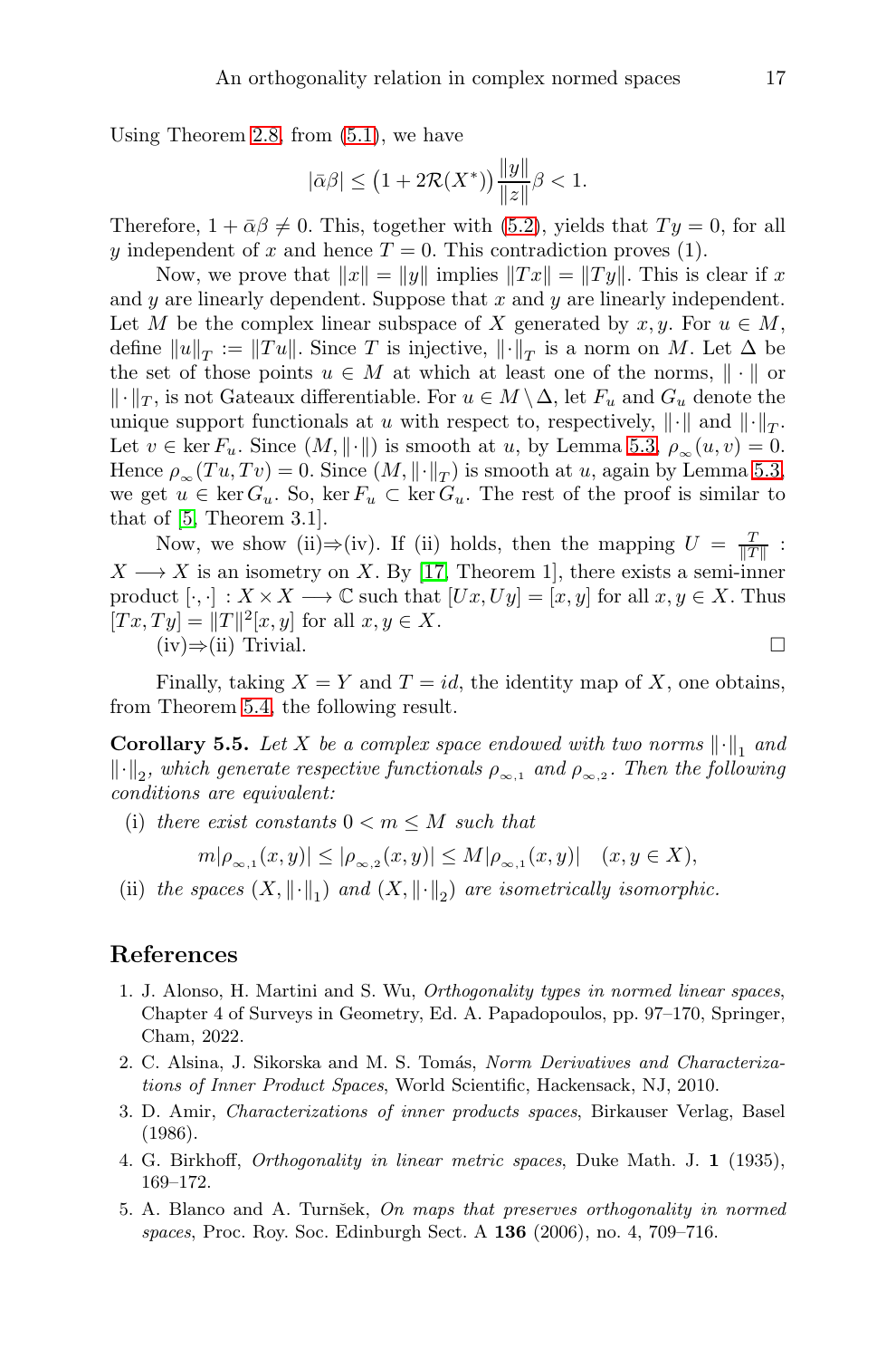Using Theorem 2.8, from (5.1), we have

$$|\bar{\alpha}\beta| \leq \big(1 + 2\mathcal{R}(X^*)\big)\frac{\|y\|}{\|z\|}\beta < 1.$$

Therefore, $1 + \bar{\alpha}\beta \neq 0$. This, together with (5.2), yields that $Ty = 0$, for all $y$ independent of $x$ and hence $T = 0$. This contradiction proves (1).

Now, we prove that $\|x\| = \|y\|$ implies $\|Tx\| = \|Ty\|$. This is clear if $x$ and $y$ are linearly dependent. Suppose that $x$ and $y$ are linearly independent. Let $M$ be the complex linear subspace of $X$ generated by $x, y$. For $u \in M$, define $\|u\|_T := \|Tu\|$. Since $T$ is injective, $\|\cdot\|_T$ is a norm on $M$. Let $\Delta$ be the set of those points $u \in M$ at which at least one of the norms, $\|\cdot\|$ or $\|\cdot\|_T$, is not Gateaux differentiable. For $u \in M \setminus \Delta$, let $F_u$ and $G_u$ denote the unique support functionals at $u$ with respect to, respectively, $\|\cdot\|$ and $\|\cdot\|_T$. Let $v \in \ker F_u$. Since $(M, \|\cdot\|)$ is smooth at $u$, by Lemma 5.3, $\rho_{\infty}(u, v) = 0$. Hence $\rho_{\infty}(Tu, Tv) = 0$. Since $(M, \|\cdot\|_T)$ is smooth at $u$, again by Lemma 5.3, we get $u \in \ker G_u$. So, $\ker F_u \subset \ker G_u$. The rest of the proof is similar to that of [5, Theorem 3.1].

Now, we show (ii)⇒(iv). If (ii) holds, then the mapping $U = \frac{T}{\|T\|} : X \longrightarrow X$ is an isometry on $X$. By [17, Theorem 1], there exists a semi-inner product $[\cdot,\cdot] : X \times X \longrightarrow \mathbb{C}$ such that $[Ux, Uy] = [x, y]$ for all $x, y \in X$. Thus $[Tx, Ty] = \|T\|^2[x, y]$ for all $x, y \in X$.

(iv)⇒(ii) Trivial. □

Finally, taking $X = Y$ and $T = id$, the identity map of $X$, one obtains, from Theorem 5.4, the following result.

**Corollary 5.5.** *Let $X$ be a complex space endowed with two norms $\|\cdot\|_1$ and $\|\cdot\|_2$, which generate respective functionals $\rho_{\infty,1}$ and $\rho_{\infty,2}$. Then the following conditions are equivalent:*

(i) *there exist constants $0 < m \leq M$ such that*

$$m|\rho_{\infty,1}(x, y)| \leq |\rho_{\infty,2}(x, y)| \leq M|\rho_{\infty,1}(x, y)| \quad (x, y \in X),$$

(ii) *the spaces $(X, \|\cdot\|_1)$ and $(X, \|\cdot\|_2)$ are isometrically isomorphic.*

## References

1. J. Alonso, H. Martini and S. Wu, *Orthogonality types in normed linear spaces*, Chapter 4 of Surveys in Geometry, Ed. A. Papadopoulos, pp. 97–170, Springer, Cham, 2022.
2. C. Alsina, J. Sikorska and M. S. Tomás, *Norm Derivatives and Characterizations of Inner Product Spaces*, World Scientific, Hackensack, NJ, 2010.
3. D. Amir, *Characterizations of inner products spaces*, Birkauser Verlag, Basel (1986).
4. G. Birkhoff, *Orthogonality in linear metric spaces*, Duke Math. J. **1** (1935), 169–172.
5. A. Blanco and A. Turnšek, *On maps that preserves orthogonality in normed spaces*, Proc. Roy. Soc. Edinburgh Sect. A **136** (2006), no. 4, 709–716.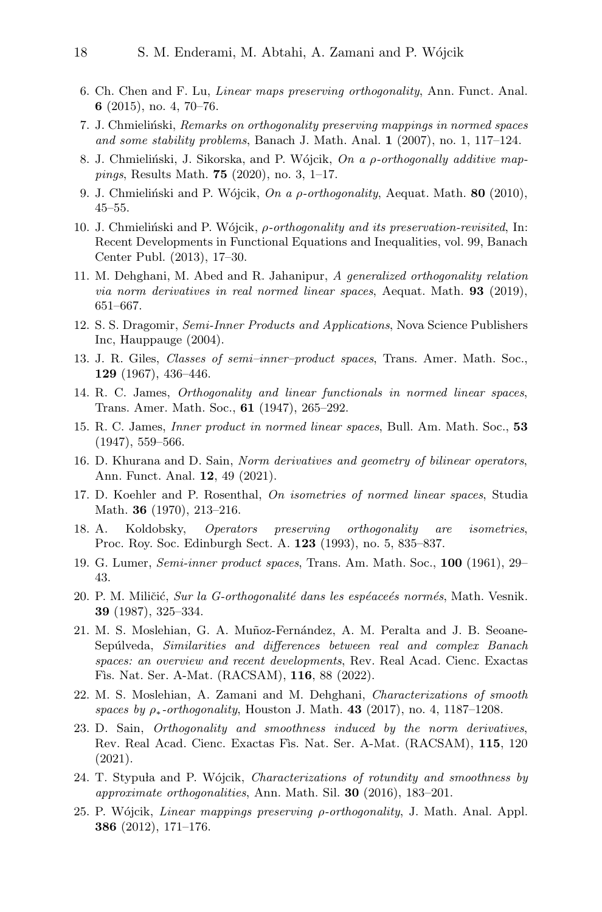6. Ch. Chen and F. Lu, *Linear maps preserving orthogonality*, Ann. Funct. Anal. **6** (2015), no. 4, 70–76.
7. J. Chmieliński, *Remarks on orthogonality preserving mappings in normed spaces and some stability problems*, Banach J. Math. Anal. **1** (2007), no. 1, 117–124.
8. J. Chmieliński, J. Sikorska, and P. Wójcik, *On a $\rho$-orthogonally additive mappings*, Results Math. **75** (2020), no. 3, 1–17.
9. J. Chmieliński and P. Wójcik, *On a $\rho$-orthogonality*, Aequat. Math. **80** (2010), 45–55.
10. J. Chmieliński and P. Wójcik, *$\rho$-orthogonality and its preservation-revisited*, In: Recent Developments in Functional Equations and Inequalities, vol. 99, Banach Center Publ. (2013), 17–30.
11. M. Dehghani, M. Abed and R. Jahanipur, *A generalized orthogonality relation via norm derivatives in real normed linear spaces*, Aequat. Math. **93** (2019), 651–667.
12. S. S. Dragomir, *Semi-Inner Products and Applications*, Nova Science Publishers Inc, Hauppauge (2004).
13. J. R. Giles, *Classes of semi–inner–product spaces*, Trans. Amer. Math. Soc., **129** (1967), 436–446.
14. R. C. James, *Orthogonality and linear functionals in normed linear spaces*, Trans. Amer. Math. Soc., **61** (1947), 265–292.
15. R. C. James, *Inner product in normed linear spaces*, Bull. Am. Math. Soc., **53** (1947), 559–566.
16. D. Khurana and D. Sain, *Norm derivatives and geometry of bilinear operators*, Ann. Funct. Anal. **12**, 49 (2021).
17. D. Koehler and P. Rosenthal, *On isometries of normed linear spaces*, Studia Math. **36** (1970), 213–216.
18. A. Koldobsky, *Operators preserving orthogonality are isometries*, Proc. Roy. Soc. Edinburgh Sect. A. **123** (1993), no. 5, 835–837.
19. G. Lumer, *Semi-inner product spaces*, Trans. Am. Math. Soc., **100** (1961), 29–43.
20. P. M. Miličić, *Sur la G-orthogonalité dans les espéaceés normés*, Math. Vesnik. **39** (1987), 325–334.
21. M. S. Moslehian, G. A. Muñoz-Fernández, A. M. Peralta and J. B. Seoane-Sepúlveda, *Similarities and differences between real and complex Banach spaces: an overview and recent developments*, Rev. Real Acad. Cienc. Exactas Fìs. Nat. Ser. A-Mat. (RACSAM), **116**, 88 (2022).
22. M. S. Moslehian, A. Zamani and M. Dehghani, *Characterizations of smooth spaces by $\rho_*$-orthogonality*, Houston J. Math. **43** (2017), no. 4, 1187–1208.
23. D. Sain, *Orthogonality and smoothness induced by the norm derivatives*, Rev. Real Acad. Cienc. Exactas Fìs. Nat. Ser. A-Mat. (RACSAM), **115**, 120 (2021).
24. T. Stypuła and P. Wójcik, *Characterizations of rotundity and smoothness by approximate orthogonalities*, Ann. Math. Sil. **30** (2016), 183–201.
25. P. Wójcik, *Linear mappings preserving $\rho$-orthogonality*, J. Math. Anal. Appl. **386** (2012), 171–176.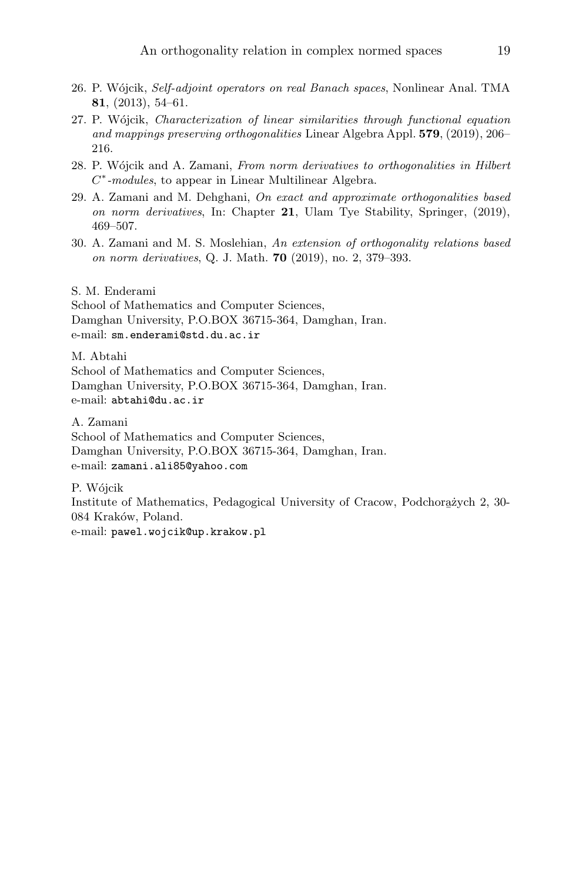26. P. Wójcik, *Self-adjoint operators on real Banach spaces*, Nonlinear Anal. TMA **81**, (2013), 54–61.
27. P. Wójcik, *Characterization of linear similarities through functional equation and mappings preserving orthogonalities* Linear Algebra Appl. **579**, (2019), 206–216.
28. P. Wójcik and A. Zamani, *From norm derivatives to orthogonalities in Hilbert $C^*$-modules*, to appear in Linear Multilinear Algebra.
29. A. Zamani and M. Dehghani, *On exact and approximate orthogonalities based on norm derivatives*, In: Chapter **21**, Ulam Tye Stability, Springer, (2019), 469–507.
30. A. Zamani and M. S. Moslehian, *An extension of orthogonality relations based on norm derivatives*, Q. J. Math. **70** (2019), no. 2, 379–393.

S. M. Enderami
School of Mathematics and Computer Sciences,
Damghan University, P.O.BOX 36715-364, Damghan, Iran.
e-mail: sm.enderami@std.du.ac.ir

M. Abtahi
School of Mathematics and Computer Sciences,
Damghan University, P.O.BOX 36715-364, Damghan, Iran.
e-mail: abtahi@du.ac.ir

A. Zamani
School of Mathematics and Computer Sciences,
Damghan University, P.O.BOX 36715-364, Damghan, Iran.
e-mail: zamani.ali85@yahoo.com

P. Wójcik
Institute of Mathematics, Pedagogical University of Cracow, Podchorążych 2, 30-084 Kraków, Poland.
e-mail: pawel.wojcik@up.krakow.pl